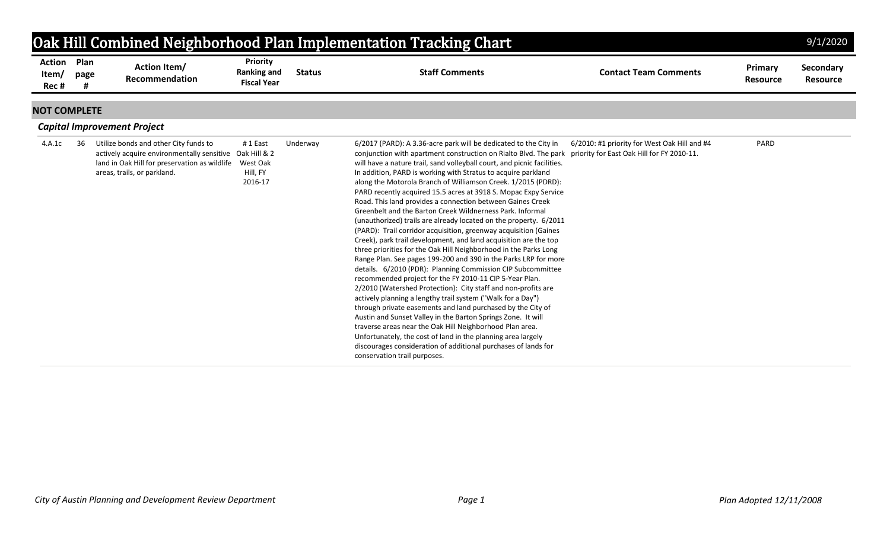# Oak Hill Combined Neighborhood Plan Implementation Tracking Chart

9/1/2020

| Action Item/ Rec # | Plan page # | Action Item/ Recommendation | Priority Ranking and Fiscal Year | Status | Staff Comments | Contact Team Comments | Primary Resource | Secondary Resource |
|---|---|---|---|---|---|---|---|---|
| **NOT COMPLETE** | | | | | | | | |
| ***Capital Improvement Project*** | | | | | | | | |
| 4.A.1c | 36 | Utilize bonds and other City funds to actively acquire environmentally sensitive land in Oak Hill for preservation as wildlife areas, trails, or parkland. | # 1 East Oak Hill & 2 West Oak Hill, FY 2016-17 | Underway | 6/2017 (PARD): A 3.36-acre park will be dedicated to the City in conjunction with apartment construction on Rialto Blvd. The park will have a nature trail, sand volleyball court, and picnic facilities. In addition, PARD is working with Stratus to acquire parkland along the Motorola Branch of Williamson Creek. 1/2015 (PDRD): PARD recently acquired 15.5 acres at 3918 S. Mopac Expy Service Road. This land provides a connection between Gaines Creek Greenbelt and the Barton Creek Wildnerness Park. Informal (unauthorized) trails are already located on the property. 6/2011 (PARD): Trail corridor acquisition, greenway acquisition (Gaines Creek), park trail development, and land acquisition are the top three priorities for the Oak Hill Neighborhood in the Parks Long Range Plan. See pages 199-200 and 390 in the Parks LRP for more details. 6/2010 (PDR): Planning Commission CIP Subcommittee recommended project for the FY 2010-11 CIP 5-Year Plan. 2/2010 (Watershed Protection): City staff and non-profits are actively planning a lengthy trail system ("Walk for a Day") through private easements and land purchased by the City of Austin and Sunset Valley in the Barton Springs Zone. It will traverse areas near the Oak Hill Neighborhood Plan area. Unfortunately, the cost of land in the planning area largely discourages consideration of additional purchases of lands for conservation trail purposes. | 6/2010: #1 priority for West Oak Hill and #4 priority for East Oak Hill for FY 2010-11. | PARD | |

*City of Austin Planning and Development Review Department*

*Plan Adopted 12/11/2008*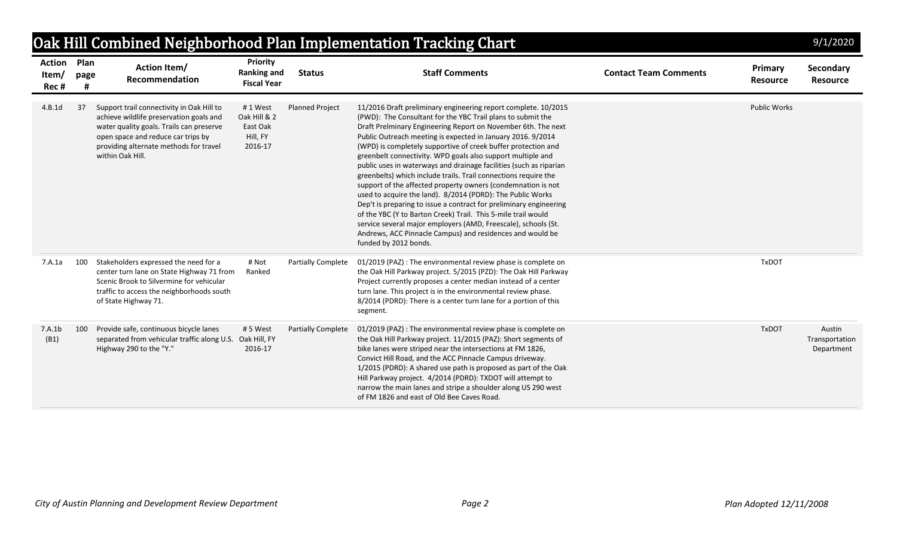# Oak Hill Combined Neighborhood Plan Implementation Tracking Chart

9/1/2020

| Action Item/ Rec # | Plan page # | Action Item/ Recommendation | Priority Ranking and Fiscal Year | Status | Staff Comments | Contact Team Comments | Primary Resource | Secondary Resource |
|---|---|---|---|---|---|---|---|---|
| 4.B.1d | 37 | Support trail connectivity in Oak Hill to achieve wildlife preservation goals and water quality goals. Trails can preserve open space and reduce car trips by providing alternate methods for travel within Oak Hill. | # 1 West Oak Hill & 2 East Oak Hill, FY 2016-17 | Planned Project | 11/2016 Draft preliminary engineering report complete. 10/2015 (PWD): The Consultant for the YBC Trail plans to submit the Draft Prelminary Engineering Report on November 6th. The next Public Outreach meeting is expected in January 2016. 9/2014 (WPD) is completely supportive of creek buffer protection and greenbelt connectivity. WPD goals also support multiple and public uses in waterways and drainage facilities (such as riparian greenbelts) which include trails. Trail connections require the support of the affected property owners (condemnation is not used to acquire the land). 8/2014 (PDRD): The Public Works Dep't is preparing to issue a contract for preliminary engineering of the YBC (Y to Barton Creek) Trail. This 5-mile trail would service several major employers (AMD, Freescale), schools (St. Andrews, ACC Pinnacle Campus) and residences and would be funded by 2012 bonds. | | Public Works | |
| 7.A.1a | 100 | Stakeholders expressed the need for a center turn lane on State Highway 71 from Scenic Brook to Silvermine for vehicular traffic to access the neighborhoods south of State Highway 71. | # Not Ranked | Partially Complete | 01/2019 (PAZ) : The environmental review phase is complete on the Oak Hill Parkway project. 5/2015 (PZD): The Oak Hill Parkway Project currently proposes a center median instead of a center turn lane. This project is in the environmental review phase. 8/2014 (PDRD): There is a center turn lane for a portion of this segment. | | TxDOT | |
| 7.A.1b (B1) | 100 | Provide safe, continuous bicycle lanes separated from vehicular traffic along U.S. Highway 290 to the "Y." | # 5 West Oak Hill, FY 2016-17 | Partially Complete | 01/2019 (PAZ) : The environmental review phase is complete on the Oak Hill Parkway project. 11/2015 (PAZ): Short segments of bike lanes were striped near the intersections at FM 1826, Convict Hill Road, and the ACC Pinnacle Campus driveway. 1/2015 (PDRD): A shared use path is proposed as part of the Oak Hill Parkway project. 4/2014 (PDRD): TXDOT will attempt to narrow the main lanes and stripe a shoulder along US 290 west of FM 1826 and east of Old Bee Caves Road. | | TxDOT | Austin Transportation Department |

*City of Austin Planning and Development Review Department*

*Plan Adopted 12/11/2008*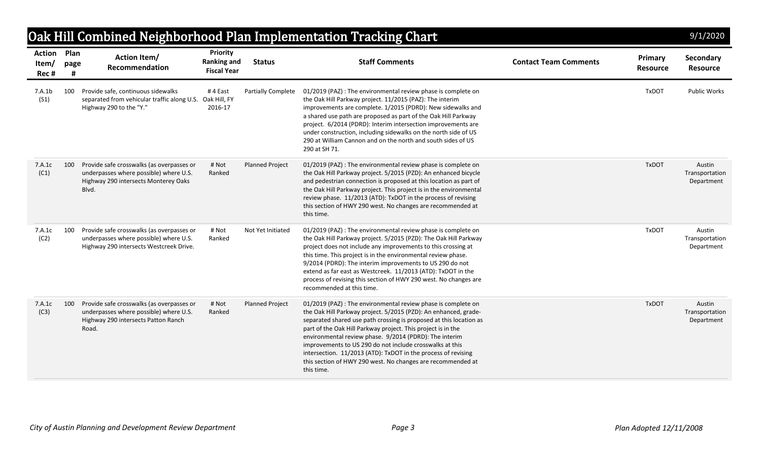# Oak Hill Combined Neighborhood Plan Implementation Tracking Chart

9/1/2020

| Action Item/ Rec # | Plan page # | Action Item/ Recommendation | Priority Ranking and Fiscal Year | Status | Staff Comments | Contact Team Comments | Primary Resource | Secondary Resource |
|---|---|---|---|---|---|---|---|---|
| 7.A.1b (S1) | 100 | Provide safe, continuous sidewalks separated from vehicular traffic along U.S. Highway 290 to the "Y." | # 4 East Oak Hill, FY 2016-17 | Partially Complete | 01/2019 (PAZ) : The environmental review phase is complete on the Oak Hill Parkway project. 11/2015 (PAZ): The interim improvements are complete. 1/2015 (PDRD): New sidewalks and a shared use path are proposed as part of the Oak Hill Parkway project. 6/2014 (PDRD): Interim intersection improvements are under construction, including sidewalks on the north side of US 290 at William Cannon and on the north and south sides of US 290 at SH 71. | | TxDOT | Public Works |
| 7.A.1c (C1) | 100 | Provide safe crosswalks (as overpasses or underpasses where possible) where U.S. Highway 290 intersects Monterey Oaks Blvd. | # Not Ranked | Planned Project | 01/2019 (PAZ) : The environmental review phase is complete on the Oak Hill Parkway project. 5/2015 (PZD): An enhanced bicycle and pedestrian connection is proposed at this location as part of the Oak Hill Parkway project. This project is in the environmental review phase. 11/2013 (ATD): TxDOT in the process of revising this section of HWY 290 west. No changes are recommended at this time. | | TxDOT | Austin Transportation Department |
| 7.A.1c (C2) | 100 | Provide safe crosswalks (as overpasses or underpasses where possible) where U.S. Highway 290 intersects Westcreek Drive. | # Not Ranked | Not Yet Initiated | 01/2019 (PAZ) : The environmental review phase is complete on the Oak Hill Parkway project. 5/2015 (PZD): The Oak Hill Parkway project does not include any improvements to this crossing at this time. This project is in the environmental review phase. 9/2014 (PDRD): The interim improvements to US 290 do not extend as far east as Westcreek. 11/2013 (ATD): TxDOT in the process of revising this section of HWY 290 west. No changes are recommended at this time. | | TxDOT | Austin Transportation Department |
| 7.A.1c (C3) | 100 | Provide safe crosswalks (as overpasses or underpasses where possible) where U.S. Highway 290 intersects Patton Ranch Road. | # Not Ranked | Planned Project | 01/2019 (PAZ) : The environmental review phase is complete on the Oak Hill Parkway project. 5/2015 (PZD): An enhanced, grade-separated shared use path crossing is proposed at this location as part of the Oak Hill Parkway project. This project is in the environmental review phase. 9/2014 (PDRD): The interim improvements to US 290 do not include crosswalks at this intersection. 11/2013 (ATD): TxDOT in the process of revising this section of HWY 290 west. No changes are recommended at this time. | | TxDOT | Austin Transportation Department |

*City of Austin Planning and Development Review Department* — *Plan Adopted 12/11/2008*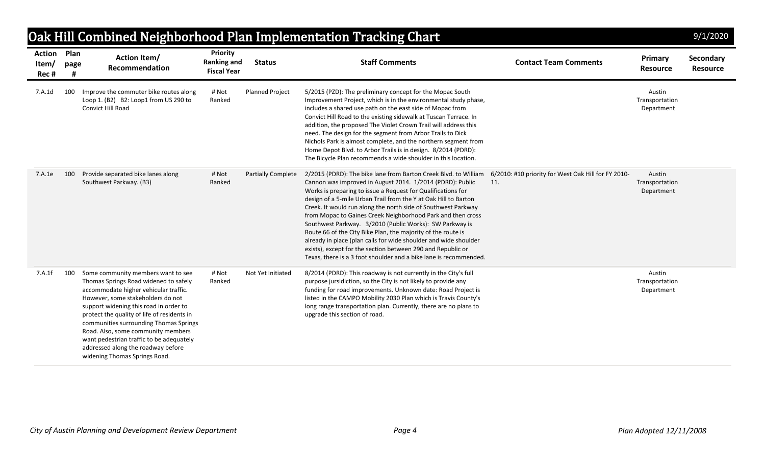# Oak Hill Combined Neighborhood Plan Implementation Tracking Chart

9/1/2020

| Action Item/ Rec # | Plan page # | Action Item/ Recommendation | Priority Ranking and Fiscal Year | Status | Staff Comments | Contact Team Comments | Primary Resource | Secondary Resource |
|---|---|---|---|---|---|---|---|---|
| 7.A.1d | 100 | Improve the commuter bike routes along Loop 1. (B2) B2: Loop1 from US 290 to Convict Hill Road | # Not Ranked | Planned Project | 5/2015 (PZD): The preliminary concept for the Mopac South Improvement Project, which is in the environmental study phase, includes a shared use path on the east side of Mopac from Convict Hill Road to the existing sidewalk at Tuscan Terrace. In addition, the proposed The Violet Crown Trail will address this need. The design for the segment from Arbor Trails to Dick Nichols Park is almost complete, and the northern segment from Home Depot Blvd. to Arbor Trails is in design. 8/2014 (PDRD): The Bicycle Plan recommends a wide shoulder in this location. | | Austin Transportation Department | |
| 7.A.1e | 100 | Provide separated bike lanes along Southwest Parkway. (B3) | # Not Ranked | Partially Complete | 2/2015 (PDRD): The bike lane from Barton Creek Blvd. to William Cannon was improved in August 2014. 1/2014 (PDRD): Public Works is preparing to issue a Request for Qualifications for design of a 5-mile Urban Trail from the Y at Oak Hill to Barton Creek. It would run along the north side of Southwest Parkway from Mopac to Gaines Creek Neighborhood Park and then cross Southwest Parkway. 3/2010 (Public Works): SW Parkway is Route 66 of the City Bike Plan, the majority of the route is already in place (plan calls for wide shoulder and wide shoulder exists), except for the section between 290 and Republic or Texas, there is a 3 foot shoulder and a bike lane is recommended. | 6/2010: #10 priority for West Oak Hill for FY 2010-11. | Austin Transportation Department | |
| 7.A.1f | 100 | Some community members want to see Thomas Springs Road widened to safely accommodate higher vehicular traffic. However, some stakeholders do not support widening this road in order to protect the quality of life of residents in communities surrounding Thomas Springs Road. Also, some community members want pedestrian traffic to be adequately addressed along the roadway before widening Thomas Springs Road. | # Not Ranked | Not Yet Initiated | 8/2014 (PDRD): This roadway is not currently in the City's full purpose jursidiction, so the City is not likely to provide any funding for road improvements. Unknown date: Road Project is listed in the CAMPO Mobility 2030 Plan which is Travis County's long range transportation plan. Currently, there are no plans to upgrade this section of road. | | Austin Transportation Department | |

*City of Austin Planning and Development Review Department*

*Plan Adopted 12/11/2008*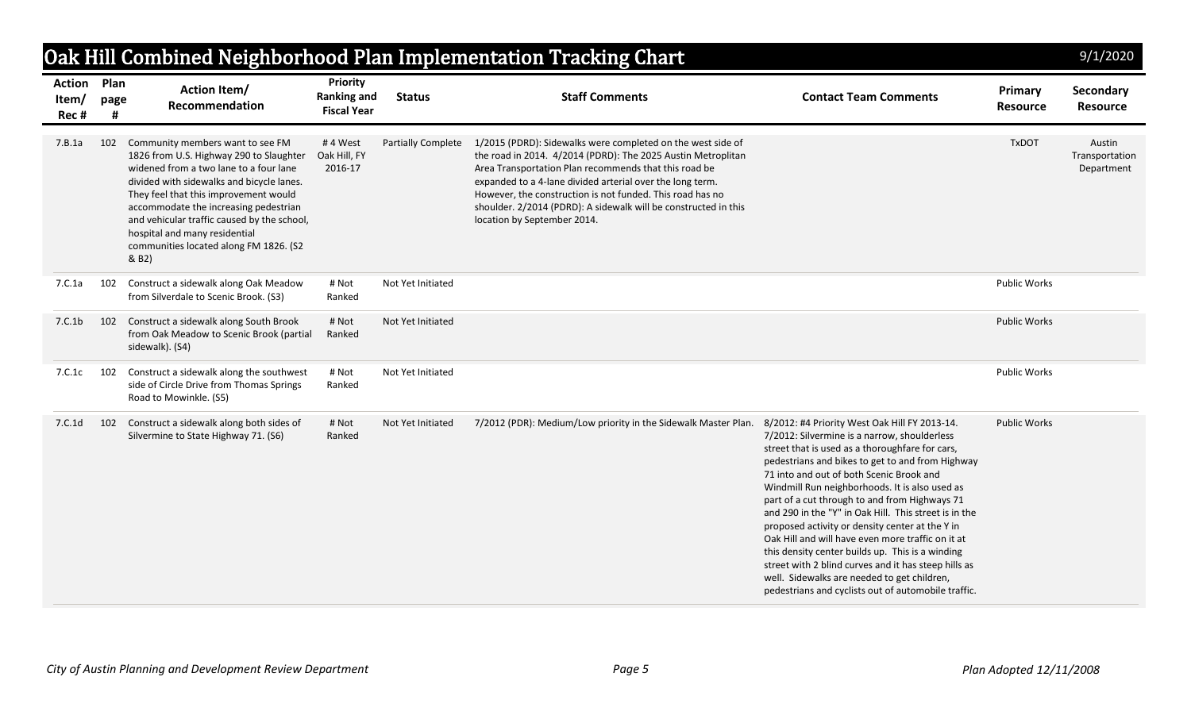# Oak Hill Combined Neighborhood Plan Implementation Tracking Chart

9/1/2020

| Action Item/ Rec # | Plan page # | Action Item/ Recommendation | Priority Ranking and Fiscal Year | Status | Staff Comments | Contact Team Comments | Primary Resource | Secondary Resource |
|---|---|---|---|---|---|---|---|---|
| 7.B.1a | 102 | Community members want to see FM 1826 from U.S. Highway 290 to Slaughter widened from a two lane to a four lane divided with sidewalks and bicycle lanes. They feel that this improvement would accommodate the increasing pedestrian and vehicular traffic caused by the school, hospital and many residential communities located along FM 1826. (S2 & B2) | # 4 West Oak Hill, FY 2016-17 | Partially Complete | 1/2015 (PDRD): Sidewalks were completed on the west side of the road in 2014. 4/2014 (PDRD): The 2025 Austin Metroplitan Area Transportation Plan recommends that this road be expanded to a 4-lane divided arterial over the long term. However, the construction is not funded. This road has no shoulder. 2/2014 (PDRD): A sidewalk will be constructed in this location by September 2014. | | TxDOT | Austin Transportation Department |
| 7.C.1a | 102 | Construct a sidewalk along Oak Meadow from Silverdale to Scenic Brook. (S3) | # Not Ranked | Not Yet Initiated | | | Public Works | |
| 7.C.1b | 102 | Construct a sidewalk along South Brook from Oak Meadow to Scenic Brook (partial sidewalk). (S4) | # Not Ranked | Not Yet Initiated | | | Public Works | |
| 7.C.1c | 102 | Construct a sidewalk along the southwest side of Circle Drive from Thomas Springs Road to Mowinkle. (S5) | # Not Ranked | Not Yet Initiated | | | Public Works | |
| 7.C.1d | 102 | Construct a sidewalk along both sides of Silvermine to State Highway 71. (S6) | # Not Ranked | Not Yet Initiated | 7/2012 (PDR): Medium/Low priority in the Sidewalk Master Plan. | 8/2012: #4 Priority West Oak Hill FY 2013-14. 7/2012: Silvermine is a narrow, shoulderless street that is used as a thoroughfare for cars, pedestrians and bikes to get to and from Highway 71 into and out of both Scenic Brook and Windmill Run neighborhoods. It is also used as part of a cut through to and from Highways 71 and 290 in the "Y" in Oak Hill. This street is in the proposed activity or density center at the Y in Oak Hill and will have even more traffic on it at this density center builds up. This is a winding street with 2 blind curves and it has steep hills as well. Sidewalks are needed to get children, pedestrians and cyclists out of automobile traffic. | Public Works | |

*City of Austin Planning and Development Review Department* *Plan Adopted 12/11/2008*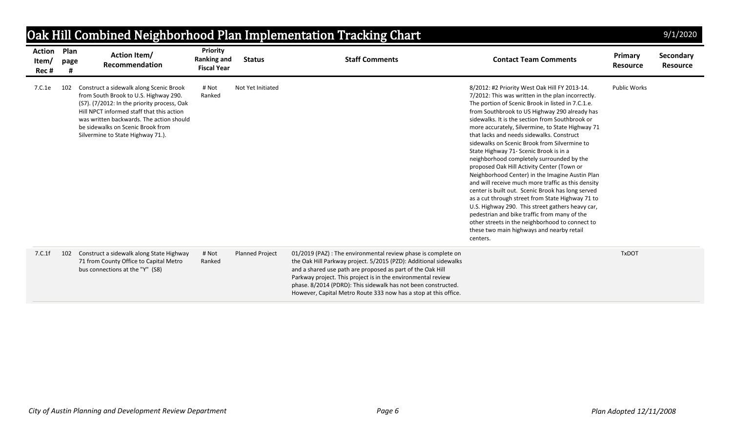# Oak Hill Combined Neighborhood Plan Implementation Tracking Chart

9/1/2020

| Action Item/ Rec # | Plan page # | Action Item/ Recommendation | Priority Ranking and Fiscal Year | Status | Staff Comments | Contact Team Comments | Primary Resource | Secondary Resource |
|---|---|---|---|---|---|---|---|---|
| 7.C.1e | 102 | Construct a sidewalk along Scenic Brook from South Brook to U.S. Highway 290. (S7). (7/2012: In the priority process, Oak Hill NPCT informed staff that this action was written backwards. The action should be sidewalks on Scenic Brook from Silvermine to State Highway 71.). | # Not Ranked | Not Yet Initiated | | 8/2012: #2 Priority West Oak Hill FY 2013-14. 7/2012: This was written in the plan incorrectly. The portion of Scenic Brook in listed in 7.C.1.e. from Southbrook to US Highway 290 already has sidewalks. It is the section from Southbrook or more accurately, Silvermine, to State Highway 71 that lacks and needs sidewalks. Construct sidewalks on Scenic Brook from Silvermine to State Highway 71- Scenic Brook is in a neighborhood completely surrounded by the proposed Oak Hill Activity Center (Town or Neighborhood Center) in the Imagine Austin Plan and will receive much more traffic as this density center is built out. Scenic Brook has long served as a cut through street from State Highway 71 to U.S. Highway 290. This street gathers heavy car, pedestrian and bike traffic from many of the other streets in the neighborhood to connect to these two main highways and nearby retail centers. | Public Works | |
| 7.C.1f | 102 | Construct a sidewalk along State Highway 71 from County Office to Capital Metro bus connections at the "Y" (S8) | # Not Ranked | Planned Project | 01/2019 (PAZ) : The environmental review phase is complete on the Oak Hill Parkway project. 5/2015 (PZD): Additional sidewalks and a shared use path are proposed as part of the Oak Hill Parkway project. This project is in the environmental review phase. 8/2014 (PDRD): This sidewalk has not been constructed. However, Capital Metro Route 333 now has a stop at this office. | | TxDOT | |

*City of Austin Planning and Development Review Department* | *Plan Adopted 12/11/2008*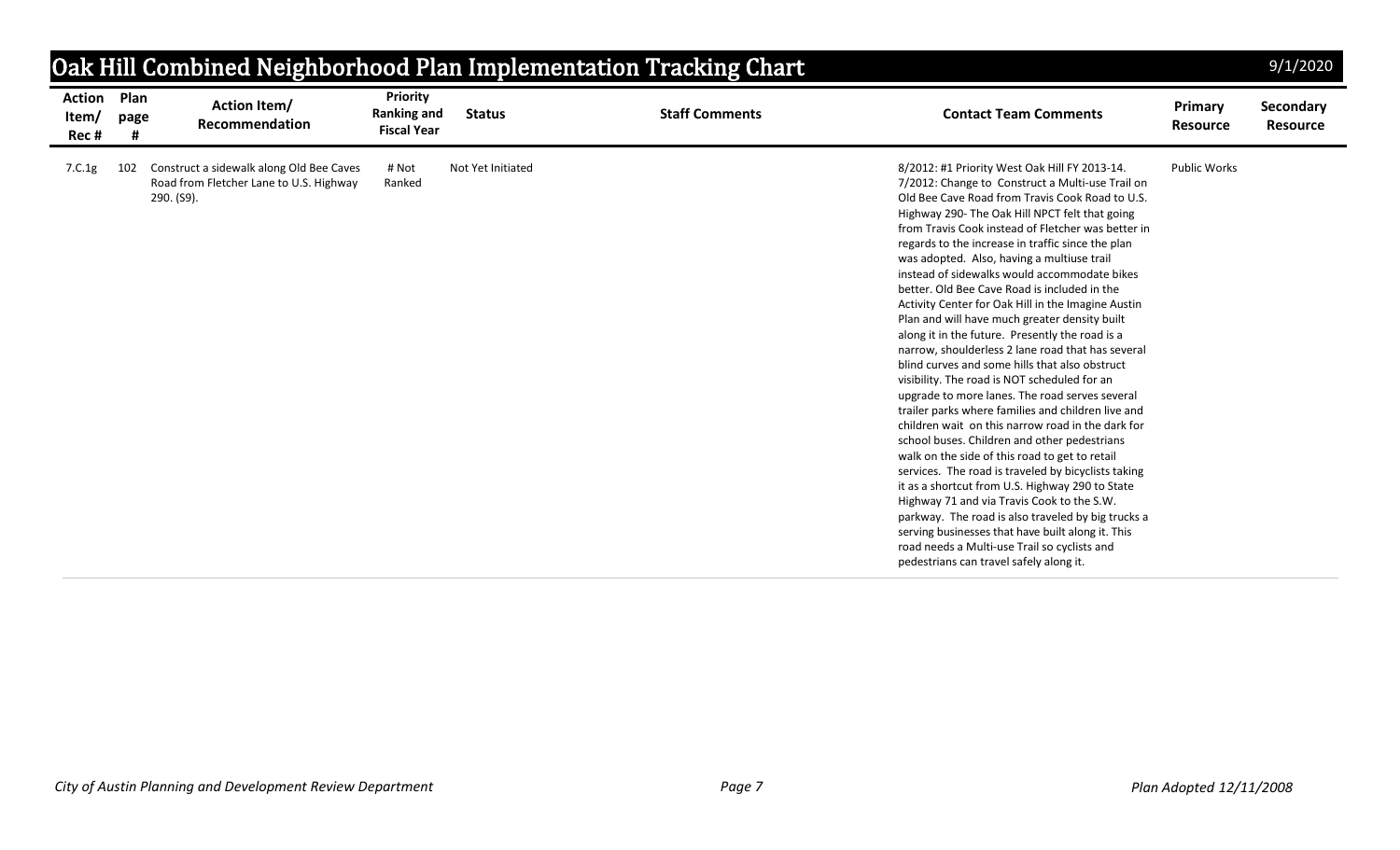# Oak Hill Combined Neighborhood Plan Implementation Tracking Chart

9/1/2020

| Action Item/ Rec # | Plan page # | Action Item/ Recommendation | Priority Ranking and Fiscal Year | Status | Staff Comments | Contact Team Comments | Primary Resource | Secondary Resource |
|---|---|---|---|---|---|---|---|---|
| 7.C.1g | 102 | Construct a sidewalk along Old Bee Caves Road from Fletcher Lane to U.S. Highway 290. (S9). | # Not Ranked | Not Yet Initiated | | 8/2012: #1 Priority West Oak Hill FY 2013-14. 7/2012: Change to Construct a Multi-use Trail on Old Bee Cave Road from Travis Cook Road to U.S. Highway 290- The Oak Hill NPCT felt that going from Travis Cook instead of Fletcher was better in regards to the increase in traffic since the plan was adopted. Also, having a multiuse trail instead of sidewalks would accommodate bikes better. Old Bee Cave Road is included in the Activity Center for Oak Hill in the Imagine Austin Plan and will have much greater density built along it in the future. Presently the road is a narrow, shoulderless 2 lane road that has several blind curves and some hills that also obstruct visibility. The road is NOT scheduled for an upgrade to more lanes. The road serves several trailer parks where families and children live and children wait on this narrow road in the dark for school buses. Children and other pedestrians walk on the side of this road to get to retail services. The road is traveled by bicyclists taking it as a shortcut from U.S. Highway 290 to State Highway 71 and via Travis Cook to the S.W. parkway. The road is also traveled by big trucks a serving businesses that have built along it. This road needs a Multi-use Trail so cyclists and pedestrians can travel safely along it. | Public Works | |

City of Austin Planning and Development Review Department

Plan Adopted 12/11/2008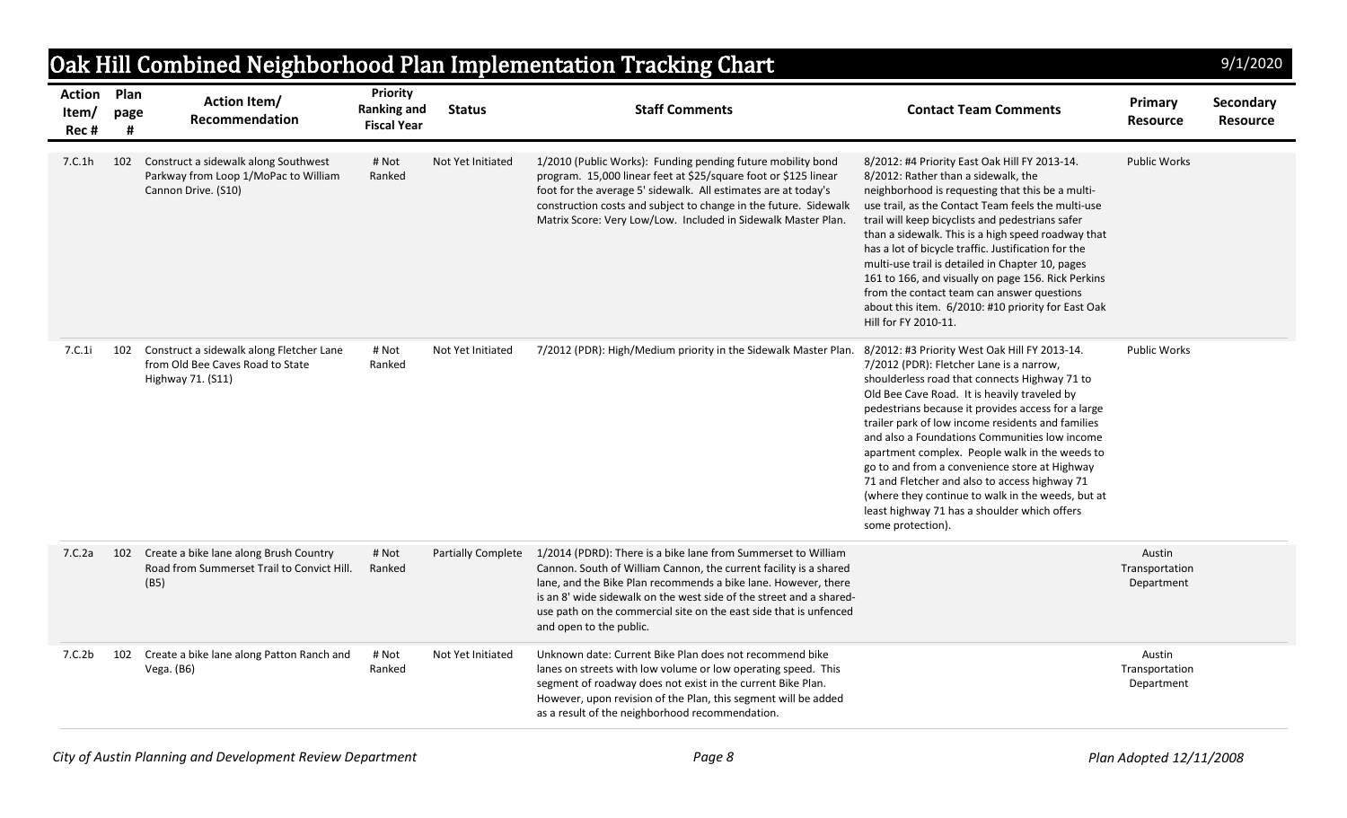# Oak Hill Combined Neighborhood Plan Implementation Tracking Chart

9/1/2020

| Action Item/ Rec # | Plan page # | Action Item/ Recommendation | Priority Ranking and Fiscal Year | Status | Staff Comments | Contact Team Comments | Primary Resource | Secondary Resource |
|---|---|---|---|---|---|---|---|---|
| 7.C.1h | 102 | Construct a sidewalk along Southwest Parkway from Loop 1/MoPac to William Cannon Drive. (S10) | # Not Ranked | Not Yet Initiated | 1/2010 (Public Works): Funding pending future mobility bond program. 15,000 linear feet at $25/square foot or $125 linear foot for the average 5' sidewalk. All estimates are at today's construction costs and subject to change in the future. Sidewalk Matrix Score: Very Low/Low. Included in Sidewalk Master Plan. | 8/2012: #4 Priority East Oak Hill FY 2013-14. 8/2012: Rather than a sidewalk, the neighborhood is requesting that this be a multi-use trail, as the Contact Team feels the multi-use trail will keep bicyclists and pedestrians safer than a sidewalk. This is a high speed roadway that has a lot of bicycle traffic. Justification for the multi-use trail is detailed in Chapter 10, pages 161 to 166, and visually on page 156. Rick Perkins from the contact team can answer questions about this item. 6/2010: #10 priority for East Oak Hill for FY 2010-11. | Public Works | |
| 7.C.1i | 102 | Construct a sidewalk along Fletcher Lane from Old Bee Caves Road to State Highway 71. (S11) | # Not Ranked | Not Yet Initiated | 7/2012 (PDR): High/Medium priority in the Sidewalk Master Plan. | 8/2012: #3 Priority West Oak Hill FY 2013-14. 7/2012 (PDR): Fletcher Lane is a narrow, shoulderless road that connects Highway 71 to Old Bee Cave Road. It is heavily traveled by pedestrians because it provides access for a large trailer park of low income residents and families and also a Foundations Communities low income apartment complex. People walk in the weeds to go to and from a convenience store at Highway 71 and Fletcher and also to access highway 71 (where they continue to walk in the weeds, but at least highway 71 has a shoulder which offers some protection). | Public Works | |
| 7.C.2a | 102 | Create a bike lane along Brush Country Road from Summerset Trail to Convict Hill. (B5) | # Not Ranked | Partially Complete | 1/2014 (PDRD): There is a bike lane from Summerset to William Cannon. South of William Cannon, the current facility is a shared lane, and the Bike Plan recommends a bike lane. However, there is an 8' wide sidewalk on the west side of the street and a shared-use path on the commercial site on the east side that is unfenced and open to the public. | | Austin Transportation Department | |
| 7.C.2b | 102 | Create a bike lane along Patton Ranch and Vega. (B6) | # Not Ranked | Not Yet Initiated | Unknown date: Current Bike Plan does not recommend bike lanes on streets with low volume or low operating speed. This segment of roadway does not exist in the current Bike Plan. However, upon revision of the Plan, this segment will be added as a result of the neighborhood recommendation. | | Austin Transportation Department | |

*City of Austin Planning and Development Review Department* — *Plan Adopted 12/11/2008*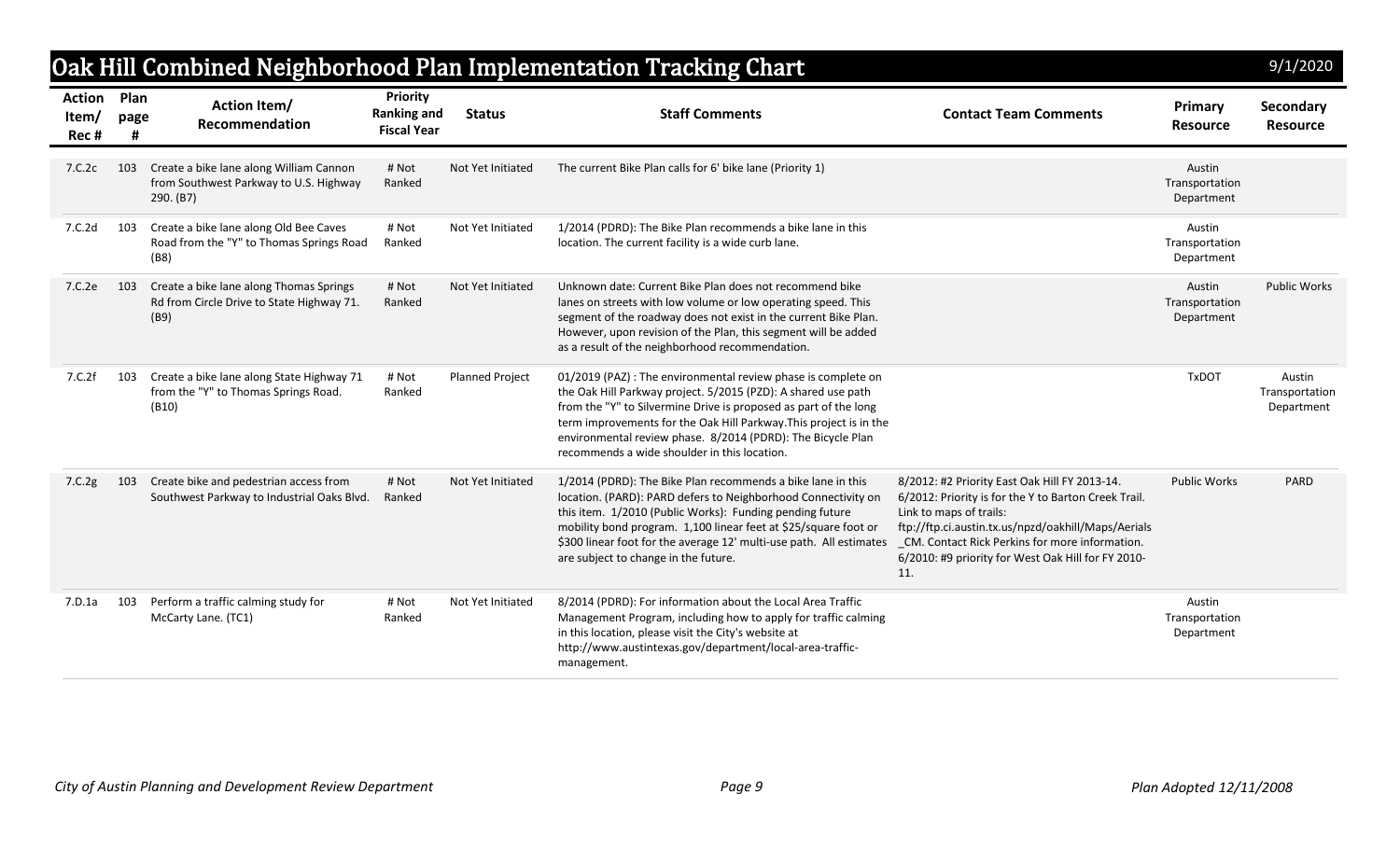# Oak Hill Combined Neighborhood Plan Implementation Tracking Chart

9/1/2020

| Action Item/ Rec # | Plan page # | Action Item/ Recommendation | Priority Ranking and Fiscal Year | Status | Staff Comments | Contact Team Comments | Primary Resource | Secondary Resource |
|---|---|---|---|---|---|---|---|---|
| 7.C.2c | 103 | Create a bike lane along William Cannon from Southwest Parkway to U.S. Highway 290. (B7) | # Not Ranked | Not Yet Initiated | The current Bike Plan calls for 6' bike lane (Priority 1) | | Austin Transportation Department | |
| 7.C.2d | 103 | Create a bike lane along Old Bee Caves Road from the "Y" to Thomas Springs Road (B8) | # Not Ranked | Not Yet Initiated | 1/2014 (PDRD): The Bike Plan recommends a bike lane in this location. The current facility is a wide curb lane. | | Austin Transportation Department | |
| 7.C.2e | 103 | Create a bike lane along Thomas Springs Rd from Circle Drive to State Highway 71. (B9) | # Not Ranked | Not Yet Initiated | Unknown date: Current Bike Plan does not recommend bike lanes on streets with low volume or low operating speed. This segment of the roadway does not exist in the current Bike Plan. However, upon revision of the Plan, this segment will be added as a result of the neighborhood recommendation. | | Austin Transportation Department | Public Works |
| 7.C.2f | 103 | Create a bike lane along State Highway 71 from the "Y" to Thomas Springs Road. (B10) | # Not Ranked | Planned Project | 01/2019 (PAZ) : The environmental review phase is complete on the Oak Hill Parkway project. 5/2015 (PZD): A shared use path from the "Y" to Silvermine Drive is proposed as part of the long term improvements for the Oak Hill Parkway.This project is in the environmental review phase. 8/2014 (PDRD): The Bicycle Plan recommends a wide shoulder in this location. | | TxDOT | Austin Transportation Department |
| 7.C.2g | 103 | Create bike and pedestrian access from Southwest Parkway to Industrial Oaks Blvd. | # Not Ranked | Not Yet Initiated | 1/2014 (PDRD): The Bike Plan recommends a bike lane in this location. (PARD): PARD defers to Neighborhood Connectivity on this item. 1/2010 (Public Works): Funding pending future mobility bond program. 1,100 linear feet at $25/square foot or $300 linear foot for the average 12' multi-use path. All estimates are subject to change in the future. | 8/2012: #2 Priority East Oak Hill FY 2013-14. 6/2012: Priority is for the Y to Barton Creek Trail. Link to maps of trails: ftp://ftp.ci.austin.tx.us/npzd/oakhill/Maps/Aerials_CM. Contact Rick Perkins for more information. 6/2010: #9 priority for West Oak Hill for FY 2010-11. | Public Works | PARD |
| 7.D.1a | 103 | Perform a traffic calming study for McCarty Lane. (TC1) | # Not Ranked | Not Yet Initiated | 8/2014 (PDRD): For information about the Local Area Traffic Management Program, including how to apply for traffic calming in this location, please visit the City's website at http://www.austintexas.gov/department/local-area-traffic-management. | | Austin Transportation Department | |

*City of Austin Planning and Development Review Department*

*Plan Adopted 12/11/2008*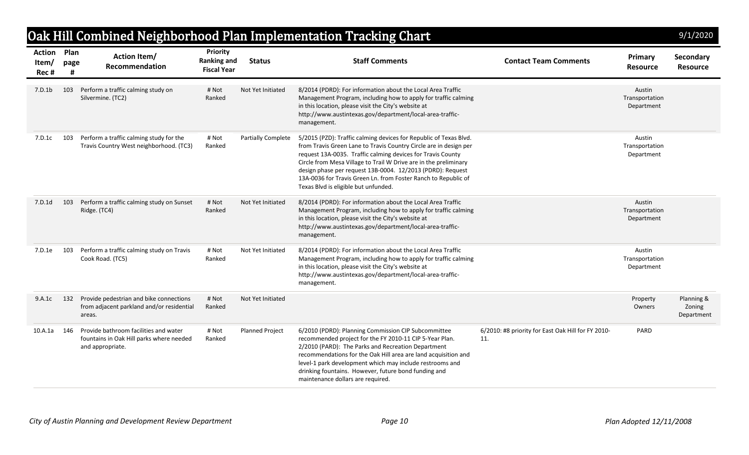# Oak Hill Combined Neighborhood Plan Implementation Tracking Chart

9/1/2020

| Action Item/ Rec # | Plan page # | Action Item/ Recommendation | Priority Ranking and Fiscal Year | Status | Staff Comments | Contact Team Comments | Primary Resource | Secondary Resource |
|---|---|---|---|---|---|---|---|---|
| 7.D.1b | 103 | Perform a traffic calming study on Silvermine. (TC2) | # Not Ranked | Not Yet Initiated | 8/2014 (PDRD): For information about the Local Area Traffic Management Program, including how to apply for traffic calming in this location, please visit the City's website at http://www.austintexas.gov/department/local-area-traffic-management. | | Austin Transportation Department | |
| 7.D.1c | 103 | Perform a traffic calming study for the Travis Country West neighborhood. (TC3) | # Not Ranked | Partially Complete | 5/2015 (PZD): Traffic calming devices for Republic of Texas Blvd. from Travis Green Lane to Travis Country Circle are in design per request 13A-0035. Traffic calming devices for Travis County Circle from Mesa Village to Trail W Drive are in the preliminary design phase per request 13B-0004. 12/2013 (PDRD): Request 13A-0036 for Travis Green Ln. from Foster Ranch to Republic of Texas Blvd is eligible but unfunded. | | Austin Transportation Department | |
| 7.D.1d | 103 | Perform a traffic calming study on Sunset Ridge. (TC4) | # Not Ranked | Not Yet Initiated | 8/2014 (PDRD): For information about the Local Area Traffic Management Program, including how to apply for traffic calming in this location, please visit the City's website at http://www.austintexas.gov/department/local-area-traffic-management. | | Austin Transportation Department | |
| 7.D.1e | 103 | Perform a traffic calming study on Travis Cook Road. (TC5) | # Not Ranked | Not Yet Initiated | 8/2014 (PDRD): For information about the Local Area Traffic Management Program, including how to apply for traffic calming in this location, please visit the City's website at http://www.austintexas.gov/department/local-area-traffic-management. | | Austin Transportation Department | |
| 9.A.1c | 132 | Provide pedestrian and bike connections from adjacent parkland and/or residential areas. | # Not Ranked | Not Yet Initiated | | | Property Owners | Planning & Zoning Department |
| 10.A.1a | 146 | Provide bathroom facilities and water fountains in Oak Hill parks where needed and appropriate. | # Not Ranked | Planned Project | 6/2010 (PDRD): Planning Commission CIP Subcommittee recommended project for the FY 2010-11 CIP 5-Year Plan. 2/2010 (PARD): The Parks and Recreation Department recommendations for the Oak Hill area are land acquisition and level-1 park development which may include restrooms and drinking fountains. However, future bond funding and maintenance dollars are required. | 6/2010: #8 priority for East Oak Hill for FY 2010-11. | PARD | |

*City of Austin Planning and Development Review Department* | *Plan Adopted 12/11/2008*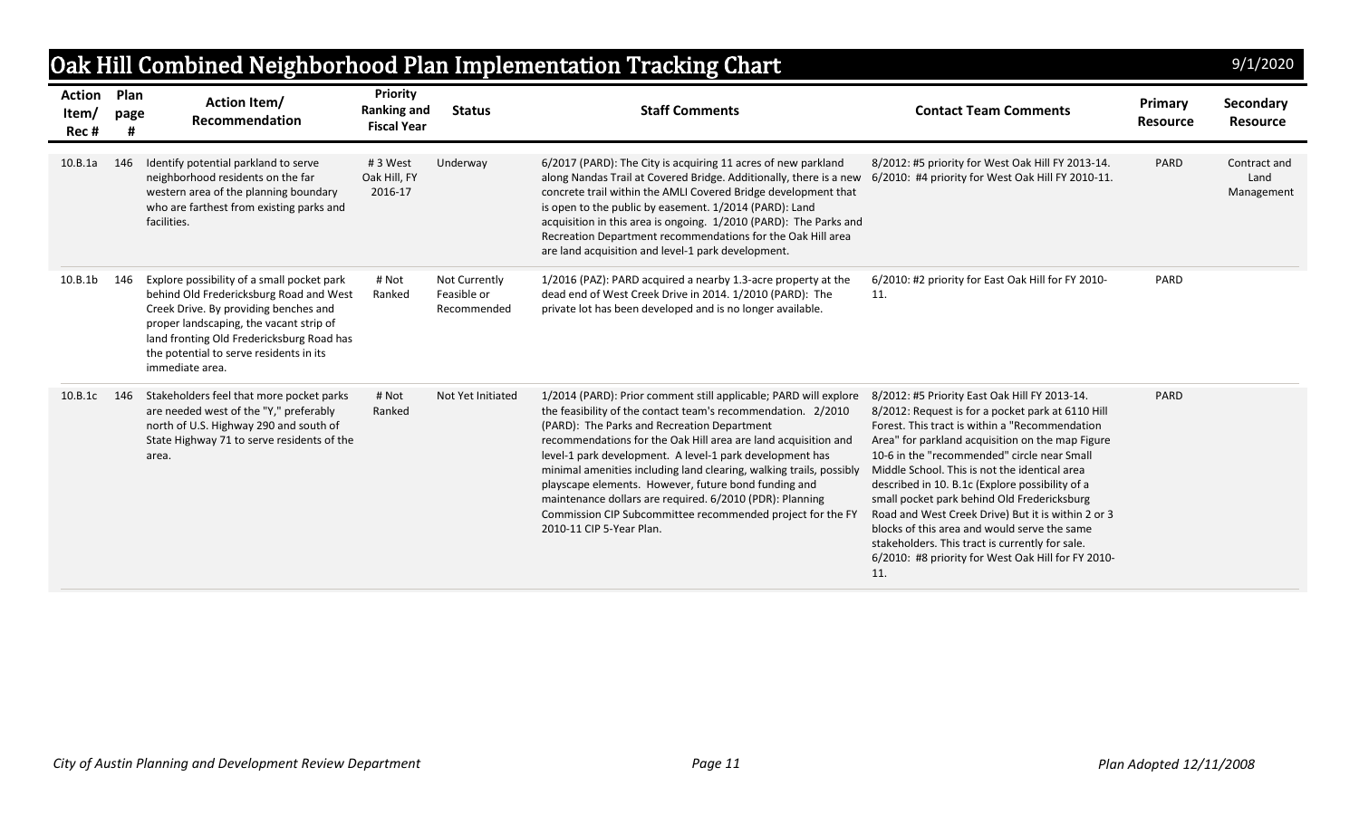# Oak Hill Combined Neighborhood Plan Implementation Tracking Chart

9/1/2020

| Action Item/ Rec # | Plan page # | Action Item/ Recommendation | Priority Ranking and Fiscal Year | Status | Staff Comments | Contact Team Comments | Primary Resource | Secondary Resource |
|---|---|---|---|---|---|---|---|---|
| 10.B.1a | 146 | Identify potential parkland to serve neighborhood residents on the far western area of the planning boundary who are farthest from existing parks and facilities. | # 3 West Oak Hill, FY 2016-17 | Underway | 6/2017 (PARD): The City is acquiring 11 acres of new parkland along Nandas Trail at Covered Bridge. Additionally, there is a new concrete trail within the AMLI Covered Bridge development that is open to the public by easement. 1/2014 (PARD): Land acquisition in this area is ongoing. 1/2010 (PARD): The Parks and Recreation Department recommendations for the Oak Hill area are land acquisition and level-1 park development. | 8/2012: #5 priority for West Oak Hill FY 2013-14. 6/2010: #4 priority for West Oak Hill FY 2010-11. | PARD | Contract and Land Management |
| 10.B.1b | 146 | Explore possibility of a small pocket park behind Old Fredericksburg Road and West Creek Drive. By providing benches and proper landscaping, the vacant strip of land fronting Old Fredericksburg Road has the potential to serve residents in its immediate area. | # Not Ranked | Not Currently Feasible or Recommended | 1/2016 (PAZ): PARD acquired a nearby 1.3-acre property at the dead end of West Creek Drive in 2014. 1/2010 (PARD): The private lot has been developed and is no longer available. | 6/2010: #2 priority for East Oak Hill for FY 2010-11. | PARD | |
| 10.B.1c | 146 | Stakeholders feel that more pocket parks are needed west of the "Y," preferably north of U.S. Highway 290 and south of State Highway 71 to serve residents of the area. | # Not Ranked | Not Yet Initiated | 1/2014 (PARD): Prior comment still applicable; PARD will explore the feasibility of the contact team's recommendation. 2/2010 (PARD): The Parks and Recreation Department recommendations for the Oak Hill area are land acquisition and level-1 park development. A level-1 park development has minimal amenities including land clearing, walking trails, possibly playscape elements. However, future bond funding and maintenance dollars are required. 6/2010 (PDR): Planning Commission CIP Subcommittee recommended project for the FY 2010-11 CIP 5-Year Plan. | 8/2012: #5 Priority East Oak Hill FY 2013-14. 8/2012: Request is for a pocket park at 6110 Hill Forest. This tract is within a "Recommendation Area" for parkland acquisition on the map Figure 10-6 in the "recommended" circle near Small Middle School. This is not the identical area described in 10. B.1c (Explore possibility of a small pocket park behind Old Fredericksburg Road and West Creek Drive) But it is within 2 or 3 blocks of this area and would serve the same stakeholders. This tract is currently for sale. 6/2010: #8 priority for West Oak Hill for FY 2010-11. | PARD | |

*City of Austin Planning and Development Review Department*

*Plan Adopted 12/11/2008*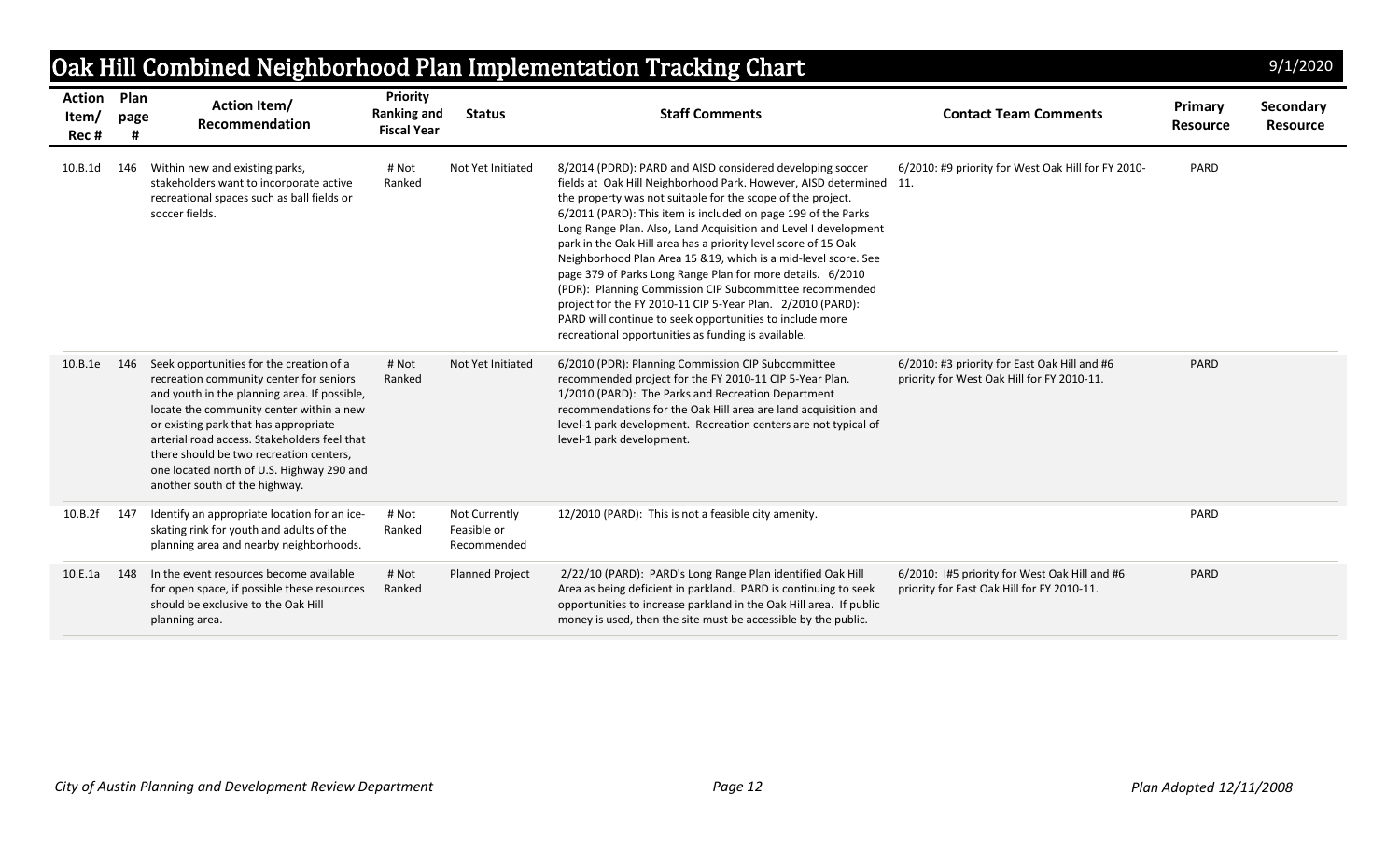# Oak Hill Combined Neighborhood Plan Implementation Tracking Chart

9/1/2020

| Action Item/ Rec # | Plan page # | Action Item/ Recommendation | Priority Ranking and Fiscal Year | Status | Staff Comments | Contact Team Comments | Primary Resource | Secondary Resource |
|---|---|---|---|---|---|---|---|---|
| 10.B.1d | 146 | Within new and existing parks, stakeholders want to incorporate active recreational spaces such as ball fields or soccer fields. | # Not Ranked | Not Yet Initiated | 8/2014 (PDRD): PARD and AISD considered developing soccer fields at Oak Hill Neighborhood Park. However, AISD determined the property was not suitable for the scope of the project. 6/2011 (PARD): This item is included on page 199 of the Parks Long Range Plan. Also, Land Acquisition and Level I development park in the Oak Hill area has a priority level score of 15 Oak Neighborhood Plan Area 15 &19, which is a mid-level score. See page 379 of Parks Long Range Plan for more details. 6/2010 (PDR): Planning Commission CIP Subcommittee recommended project for the FY 2010-11 CIP 5-Year Plan. 2/2010 (PARD): PARD will continue to seek opportunities to include more recreational opportunities as funding is available. | 6/2010: #9 priority for West Oak Hill for FY 2010-11. | PARD | |
| 10.B.1e | 146 | Seek opportunities for the creation of a recreation community center for seniors and youth in the planning area. If possible, locate the community center within a new or existing park that has appropriate arterial road access. Stakeholders feel that there should be two recreation centers, one located north of U.S. Highway 290 and another south of the highway. | # Not Ranked | Not Yet Initiated | 6/2010 (PDR): Planning Commission CIP Subcommittee recommended project for the FY 2010-11 CIP 5-Year Plan. 1/2010 (PARD): The Parks and Recreation Department recommendations for the Oak Hill area are land acquisition and level-1 park development. Recreation centers are not typical of level-1 park development. | 6/2010: #3 priority for East Oak Hill and #6 priority for West Oak Hill for FY 2010-11. | PARD | |
| 10.B.2f | 147 | Identify an appropriate location for an ice-skating rink for youth and adults of the planning area and nearby neighborhoods. | # Not Ranked | Not Currently Feasible or Recommended | 12/2010 (PARD): This is not a feasible city amenity. | | PARD | |
| 10.E.1a | 148 | In the event resources become available for open space, if possible these resources should be exclusive to the Oak Hill planning area. | # Not Ranked | Planned Project | 2/22/10 (PARD): PARD's Long Range Plan identified Oak Hill Area as being deficient in parkland. PARD is continuing to seek opportunities to increase parkland in the Oak Hill area. If public money is used, then the site must be accessible by the public. | 6/2010: I#5 priority for West Oak Hill and #6 priority for East Oak Hill for FY 2010-11. | PARD | |

*City of Austin Planning and Development Review Department* | *Plan Adopted 12/11/2008*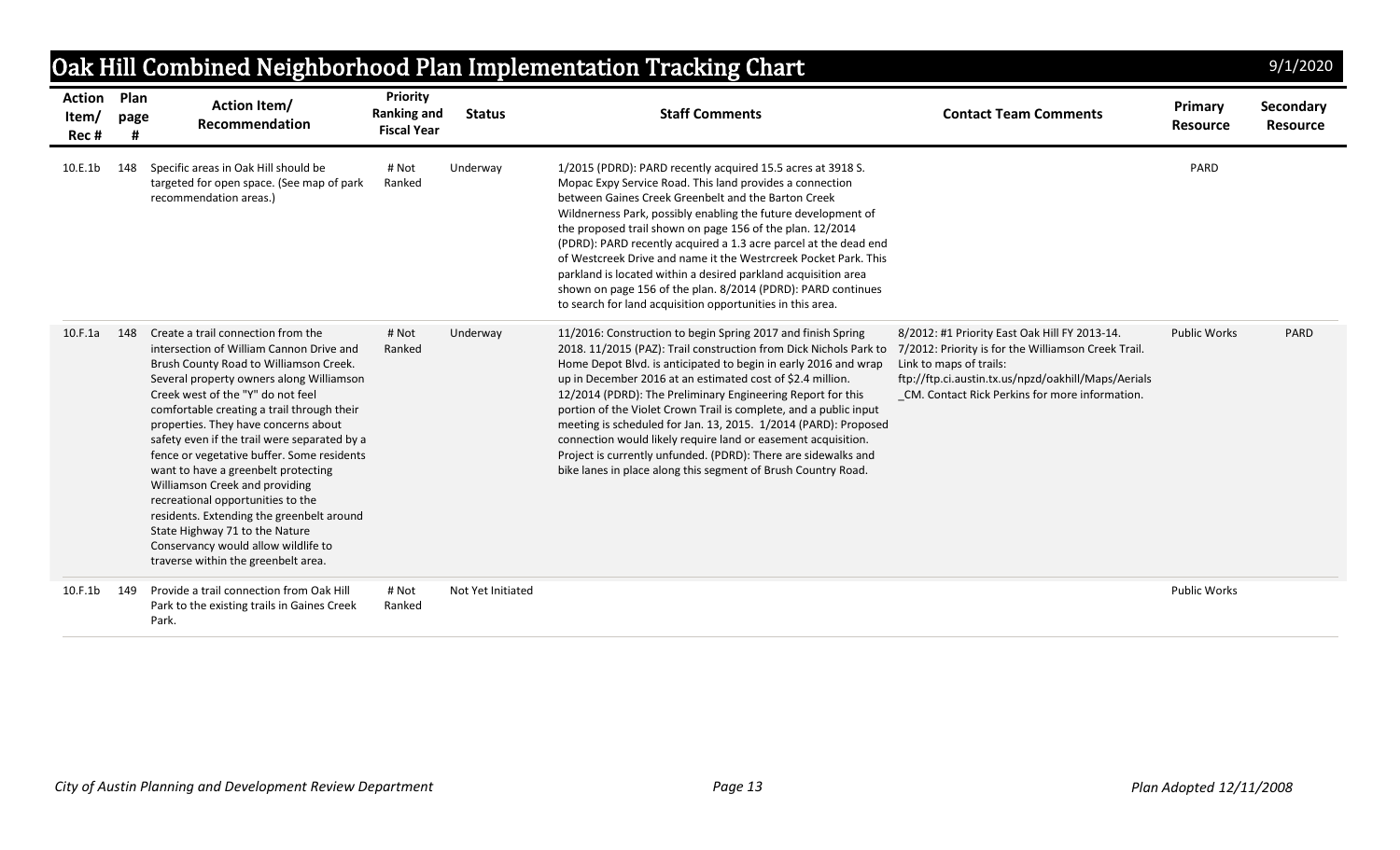# Oak Hill Combined Neighborhood Plan Implementation Tracking Chart

9/1/2020

| Action Item/ Rec # | Plan page # | Action Item/ Recommendation | Priority Ranking and Fiscal Year | Status | Staff Comments | Contact Team Comments | Primary Resource | Secondary Resource |
|---|---|---|---|---|---|---|---|---|
| 10.E.1b | 148 | Specific areas in Oak Hill should be targeted for open space. (See map of park recommendation areas.) | # Not Ranked | Underway | 1/2015 (PDRD): PARD recently acquired 15.5 acres at 3918 S. Mopac Expy Service Road. This land provides a connection between Gaines Creek Greenbelt and the Barton Creek Wildnerness Park, possibly enabling the future development of the proposed trail shown on page 156 of the plan. 12/2014 (PDRD): PARD recently acquired a 1.3 acre parcel at the dead end of Westcreek Drive and name it the Westrcreek Pocket Park. This parkland is located within a desired parkland acquisition area shown on page 156 of the plan. 8/2014 (PDRD): PARD continues to search for land acquisition opportunities in this area. | | PARD | |
| 10.F.1a | 148 | Create a trail connection from the intersection of William Cannon Drive and Brush County Road to Williamson Creek. Several property owners along Williamson Creek west of the "Y" do not feel comfortable creating a trail through their properties. They have concerns about safety even if the trail were separated by a fence or vegetative buffer. Some residents want to have a greenbelt protecting Williamson Creek and providing recreational opportunities to the residents. Extending the greenbelt around State Highway 71 to the Nature Conservancy would allow wildlife to traverse within the greenbelt area. | # Not Ranked | Underway | 11/2016: Construction to begin Spring 2017 and finish Spring 2018. 11/2015 (PAZ): Trail construction from Dick Nichols Park to Home Depot Blvd. is anticipated to begin in early 2016 and wrap up in December 2016 at an estimated cost of $2.4 million. 12/2014 (PDRD): The Preliminary Engineering Report for this portion of the Violet Crown Trail is complete, and a public input meeting is scheduled for Jan. 13, 2015. 1/2014 (PARD): Proposed connection would likely require land or easement acquisition. Project is currently unfunded. (PDRD): There are sidewalks and bike lanes in place along this segment of Brush Country Road. | 8/2012: #1 Priority East Oak Hill FY 2013-14. 7/2012: Priority is for the Williamson Creek Trail. Link to maps of trails: ftp://ftp.ci.austin.tx.us/npzd/oakhill/Maps/Aerials_CM. Contact Rick Perkins for more information. | Public Works | PARD |
| 10.F.1b | 149 | Provide a trail connection from Oak Hill Park to the existing trails in Gaines Creek Park. | # Not Ranked | Not Yet Initiated | | | Public Works | |

*City of Austin Planning and Development Review Department* | *Plan Adopted 12/11/2008*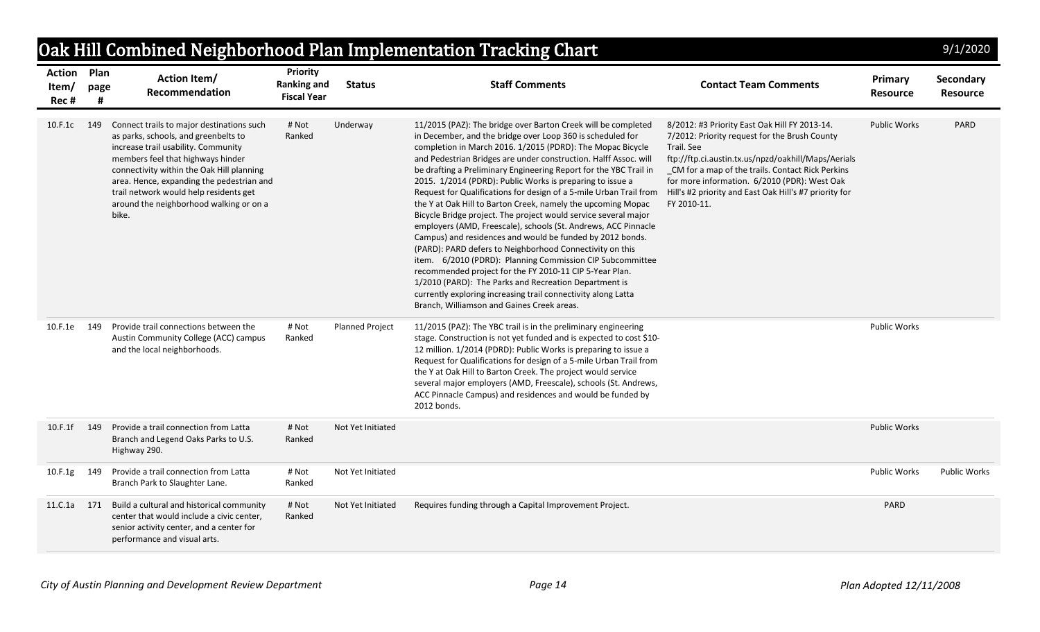# Oak Hill Combined Neighborhood Plan Implementation Tracking Chart

9/1/2020

| Action Item/ Rec # | Plan page # | Action Item/ Recommendation | Priority Ranking and Fiscal Year | Status | Staff Comments | Contact Team Comments | Primary Resource | Secondary Resource |
|---|---|---|---|---|---|---|---|---|
| 10.F.1c | 149 | Connect trails to major destinations such as parks, schools, and greenbelts to increase trail usability. Community members feel that highways hinder connectivity within the Oak Hill planning area. Hence, expanding the pedestrian and trail network would help residents get around the neighborhood walking or on a bike. | # Not Ranked | Underway | 11/2015 (PAZ): The bridge over Barton Creek will be completed in December, and the bridge over Loop 360 is scheduled for completion in March 2016. 1/2015 (PDRD): The Mopac Bicycle and Pedestrian Bridges are under construction. Halff Assoc. will be drafting a Preliminary Engineering Report for the YBC Trail in 2015. 1/2014 (PDRD): Public Works is preparing to issue a Request for Qualifications for design of a 5-mile Urban Trail from the Y at Oak Hill to Barton Creek, namely the upcoming Mopac Bicycle Bridge project. The project would service several major employers (AMD, Freescale), schools (St. Andrews, ACC Pinnacle Campus) and residences and would be funded by 2012 bonds. (PARD): PARD defers to Neighborhood Connectivity on this item. 6/2010 (PDRD): Planning Commission CIP Subcommittee recommended project for the FY 2010-11 CIP 5-Year Plan. 1/2010 (PARD): The Parks and Recreation Department is currently exploring increasing trail connectivity along Latta Branch, Williamson and Gaines Creek areas. | 8/2012: #3 Priority East Oak Hill FY 2013-14. 7/2012: Priority request for the Brush County Trail. See ftp://ftp.ci.austin.tx.us/npzd/oakhill/Maps/Aerials_CM for a map of the trails. Contact Rick Perkins for more information. 6/2010 (PDR): West Oak Hill's #2 priority and East Oak Hill's #7 priority for FY 2010-11. | Public Works | PARD |
| 10.F.1e | 149 | Provide trail connections between the Austin Community College (ACC) campus and the local neighborhoods. | # Not Ranked | Planned Project | 11/2015 (PAZ): The YBC trail is in the preliminary engineering stage. Construction is not yet funded and is expected to cost $10-12 million. 1/2014 (PDRD): Public Works is preparing to issue a Request for Qualifications for design of a 5-mile Urban Trail from the Y at Oak Hill to Barton Creek. The project would service several major employers (AMD, Freescale), schools (St. Andrews, ACC Pinnacle Campus) and residences and would be funded by 2012 bonds. | | Public Works | |
| 10.F.1f | 149 | Provide a trail connection from Latta Branch and Legend Oaks Parks to U.S. Highway 290. | # Not Ranked | Not Yet Initiated | | | Public Works | |
| 10.F.1g | 149 | Provide a trail connection from Latta Branch Park to Slaughter Lane. | # Not Ranked | Not Yet Initiated | | | Public Works | Public Works |
| 11.C.1a | 171 | Build a cultural and historical community center that would include a civic center, senior activity center, and a center for performance and visual arts. | # Not Ranked | Not Yet Initiated | Requires funding through a Capital Improvement Project. | | PARD | |

*City of Austin Planning and Development Review Department* — *Plan Adopted 12/11/2008*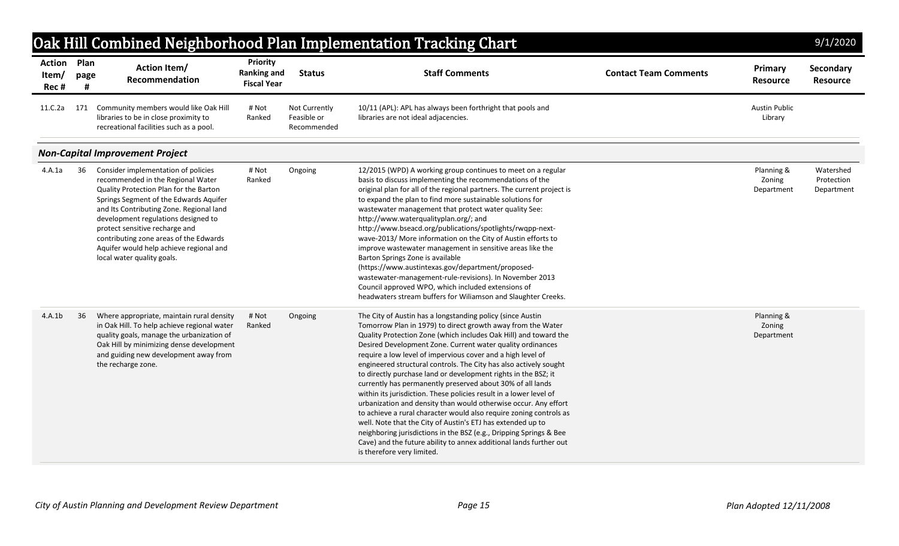# Oak Hill Combined Neighborhood Plan Implementation Tracking Chart

9/1/2020

| Action Item/ Rec # | Plan page # | Action Item/ Recommendation | Priority Ranking and Fiscal Year | Status | Staff Comments | Contact Team Comments | Primary Resource | Secondary Resource |
|---|---|---|---|---|---|---|---|---|
| 11.C.2a | 171 | Community members would like Oak Hill libraries to be in close proximity to recreational facilities such as a pool. | # Not Ranked | Not Currently Feasible or Recommended | 10/11 (APL): APL has always been forthright that pools and libraries are not ideal adjacencies. | | Austin Public Library | |
| ***Non-Capital Improvement Project*** | | | | | | | | |
| 4.A.1a | 36 | Consider implementation of policies recommended in the Regional Water Quality Protection Plan for the Barton Springs Segment of the Edwards Aquifer and Its Contributing Zone. Regional land development regulations designed to protect sensitive recharge and contributing zone areas of the Edwards Aquifer would help achieve regional and local water quality goals. | # Not Ranked | Ongoing | 12/2015 (WPD) A working group continues to meet on a regular basis to discuss implementing the recommendations of the original plan for all of the regional partners. The current project is to expand the plan to find more sustainable solutions for wastewater management that protect water quality See: http://www.waterqualityplan.org/; and http://www.bseacd.org/publications/spotlights/rwqpp-next-wave-2013/ More information on the City of Austin efforts to improve wastewater management in sensitive areas like the Barton Springs Zone is available (https://www.austintexas.gov/department/proposed-wastewater-management-rule-revisions). In November 2013 Council approved WPO, which included extensions of headwaters stream buffers for Wiliamson and Slaughter Creeks. | | Planning & Zoning Department | Watershed Protection Department |
| 4.A.1b | 36 | Where appropriate, maintain rural density in Oak Hill. To help achieve regional water quality goals, manage the urbanization of Oak Hill by minimizing dense development and guiding new development away from the recharge zone. | # Not Ranked | Ongoing | The City of Austin has a longstanding policy (since Austin Tomorrow Plan in 1979) to direct growth away from the Water Quality Protection Zone (which includes Oak Hill) and toward the Desired Development Zone. Current water quality ordinances require a low level of impervious cover and a high level of engineered structural controls. The City has also actively sought to directly purchase land or development rights in the BSZ; it currently has permanently preserved about 30% of all lands within its jurisdiction. These policies result in a lower level of urbanization and density than would otherwise occur. Any effort to achieve a rural character would also require zoning controls as well. Note that the City of Austin's ETJ has extended up to neighboring jurisdictions in the BSZ (e.g., Dripping Springs & Bee Cave) and the future ability to annex additional lands further out is therefore very limited. | | Planning & Zoning Department | |

*City of Austin Planning and Development Review Department* | *Plan Adopted 12/11/2008*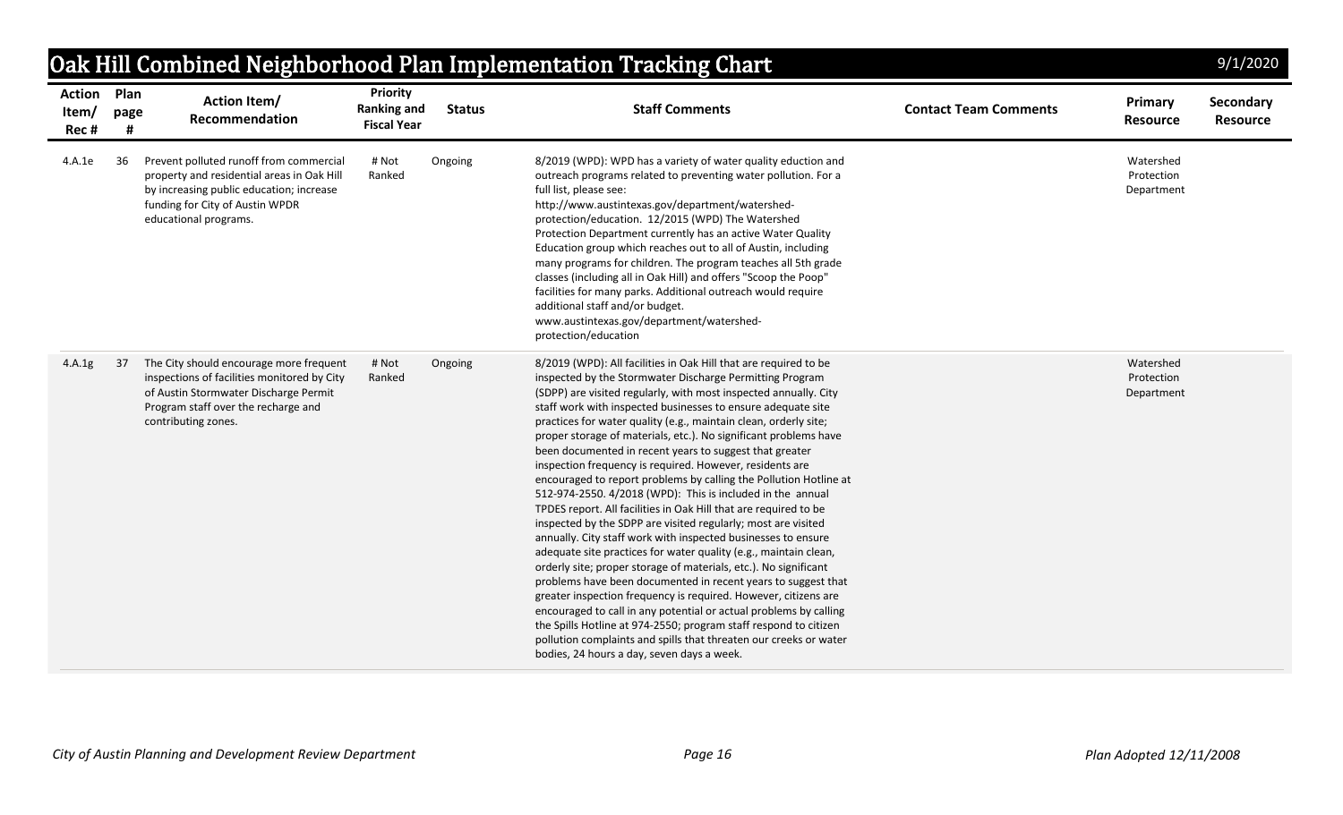# Oak Hill Combined Neighborhood Plan Implementation Tracking Chart

9/1/2020

| Action Item/ Rec # | Plan page # | Action Item/ Recommendation | Priority Ranking and Fiscal Year | Status | Staff Comments | Contact Team Comments | Primary Resource | Secondary Resource |
|---|---|---|---|---|---|---|---|---|
| 4.A.1e | 36 | Prevent polluted runoff from commercial property and residential areas in Oak Hill by increasing public education; increase funding for City of Austin WPDR educational programs. | # Not Ranked | Ongoing | 8/2019 (WPD): WPD has a variety of water quality eduction and outreach programs related to preventing water pollution. For a full list, please see: http://www.austintexas.gov/department/watershed-protection/education. 12/2015 (WPD) The Watershed Protection Department currently has an active Water Quality Education group which reaches out to all of Austin, including many programs for children. The program teaches all 5th grade classes (including all in Oak Hill) and offers "Scoop the Poop" facilities for many parks. Additional outreach would require additional staff and/or budget. www.austintexas.gov/department/watershed-protection/education | | Watershed Protection Department | |
| 4.A.1g | 37 | The City should encourage more frequent inspections of facilities monitored by City of Austin Stormwater Discharge Permit Program staff over the recharge and contributing zones. | # Not Ranked | Ongoing | 8/2019 (WPD): All facilities in Oak Hill that are required to be inspected by the Stormwater Discharge Permitting Program (SDPP) are visited regularly, with most inspected annually. City staff work with inspected businesses to ensure adequate site practices for water quality (e.g., maintain clean, orderly site; proper storage of materials, etc.). No significant problems have been documented in recent years to suggest that greater inspection frequency is required. However, residents are encouraged to report problems by calling the Pollution Hotline at 512-974-2550. 4/2018 (WPD): This is included in the annual TPDES report. All facilities in Oak Hill that are required to be inspected by the SDPP are visited regularly; most are visited annually. City staff work with inspected businesses to ensure adequate site practices for water quality (e.g., maintain clean, orderly site; proper storage of materials, etc.). No significant problems have been documented in recent years to suggest that greater inspection frequency is required. However, citizens are encouraged to call in any potential or actual problems by calling the Spills Hotline at 974-2550; program staff respond to citizen pollution complaints and spills that threaten our creeks or water bodies, 24 hours a day, seven days a week. | | Watershed Protection Department | |

*City of Austin Planning and Development Review Department*

*Plan Adopted 12/11/2008*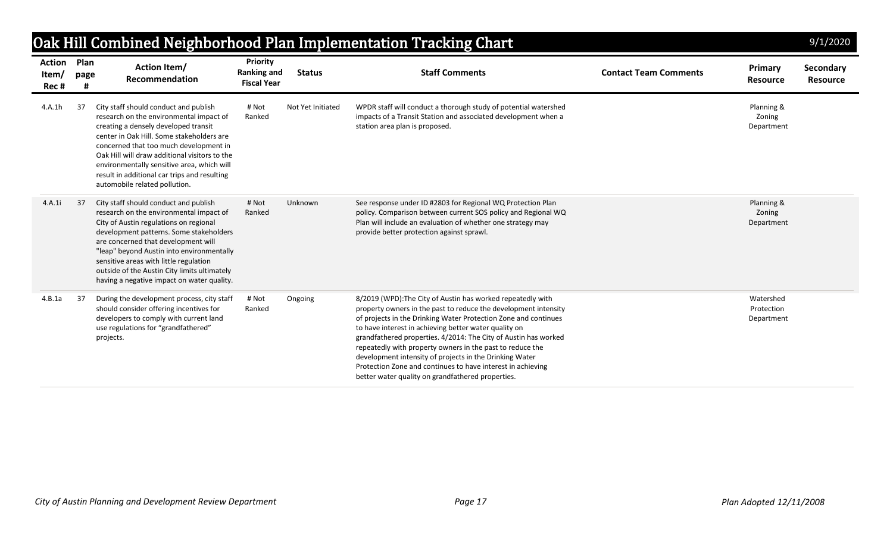# Oak Hill Combined Neighborhood Plan Implementation Tracking Chart

9/1/2020

| Action Item/ Rec # | Plan page # | Action Item/ Recommendation | Priority Ranking and Fiscal Year | Status | Staff Comments | Contact Team Comments | Primary Resource | Secondary Resource |
|---|---|---|---|---|---|---|---|---|
| 4.A.1h | 37 | City staff should conduct and publish research on the environmental impact of creating a densely developed transit center in Oak Hill. Some stakeholders are concerned that too much development in Oak Hill will draw additional visitors to the environmentally sensitive area, which will result in additional car trips and resulting automobile related pollution. | # Not Ranked | Not Yet Initiated | WPDR staff will conduct a thorough study of potential watershed impacts of a Transit Station and associated development when a station area plan is proposed. | | Planning & Zoning Department | |
| 4.A.1i | 37 | City staff should conduct and publish research on the environmental impact of City of Austin regulations on regional development patterns. Some stakeholders are concerned that development will "leap" beyond Austin into environmentally sensitive areas with little regulation outside of the Austin City limits ultimately having a negative impact on water quality. | # Not Ranked | Unknown | See response under ID #2803 for Regional WQ Protection Plan policy. Comparison between current SOS policy and Regional WQ Plan will include an evaluation of whether one strategy may provide better protection against sprawl. | | Planning & Zoning Department | |
| 4.B.1a | 37 | During the development process, city staff should consider offering incentives for developers to comply with current land use regulations for "grandfathered" projects. | # Not Ranked | Ongoing | 8/2019 (WPD):The City of Austin has worked repeatedly with property owners in the past to reduce the development intensity of projects in the Drinking Water Protection Zone and continues to have interest in achieving better water quality on grandfathered properties. 4/2014: The City of Austin has worked repeatedly with property owners in the past to reduce the development intensity of projects in the Drinking Water Protection Zone and continues to have interest in achieving better water quality on grandfathered properties. | | Watershed Protection Department | |

City of Austin Planning and Development Review Department

Plan Adopted 12/11/2008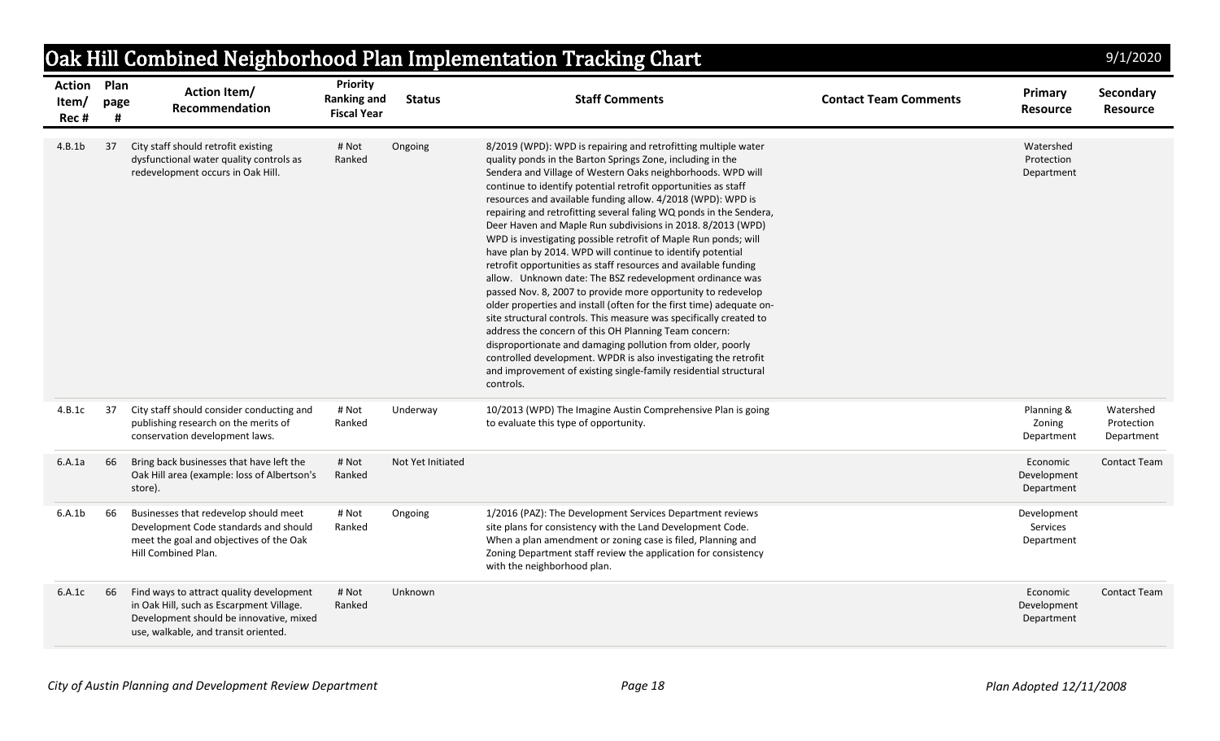# Oak Hill Combined Neighborhood Plan Implementation Tracking Chart

9/1/2020

| Action Item/ Rec # | Plan page # | Action Item/ Recommendation | Priority Ranking and Fiscal Year | Status | Staff Comments | Contact Team Comments | Primary Resource | Secondary Resource |
|---|---|---|---|---|---|---|---|---|
| 4.B.1b | 37 | City staff should retrofit existing dysfunctional water quality controls as redevelopment occurs in Oak Hill. | # Not Ranked | Ongoing | 8/2019 (WPD): WPD is repairing and retrofitting multiple water quality ponds in the Barton Springs Zone, including in the Sendera and Village of Western Oaks neighborhoods. WPD will continue to identify potential retrofit opportunities as staff resources and available funding allow. 4/2018 (WPD): WPD is repairing and retrofitting several faling WQ ponds in the Sendera, Deer Haven and Maple Run subdivisions in 2018. 8/2013 (WPD) WPD is investigating possible retrofit of Maple Run ponds; will have plan by 2014. WPD will continue to identify potential retrofit opportunities as staff resources and available funding allow. Unknown date: The BSZ redevelopment ordinance was passed Nov. 8, 2007 to provide more opportunity to redevelop older properties and install (often for the first time) adequate on-site structural controls. This measure was specifically created to address the concern of this OH Planning Team concern: disproportionate and damaging pollution from older, poorly controlled development. WPDR is also investigating the retrofit and improvement of existing single-family residential structural controls. | | Watershed Protection Department | |
| 4.B.1c | 37 | City staff should consider conducting and publishing research on the merits of conservation development laws. | # Not Ranked | Underway | 10/2013 (WPD) The Imagine Austin Comprehensive Plan is going to evaluate this type of opportunity. | | Planning & Zoning Department | Watershed Protection Department |
| 6.A.1a | 66 | Bring back businesses that have left the Oak Hill area (example: loss of Albertson's store). | # Not Ranked | Not Yet Initiated | | | Economic Development Department | Contact Team |
| 6.A.1b | 66 | Businesses that redevelop should meet Development Code standards and should meet the goal and objectives of the Oak Hill Combined Plan. | # Not Ranked | Ongoing | 1/2016 (PAZ): The Development Services Department reviews site plans for consistency with the Land Development Code. When a plan amendment or zoning case is filed, Planning and Zoning Department staff review the application for consistency with the neighborhood plan. | | Development Services Department | |
| 6.A.1c | 66 | Find ways to attract quality development in Oak Hill, such as Escarpment Village. Development should be innovative, mixed use, walkable, and transit oriented. | # Not Ranked | Unknown | | | Economic Development Department | Contact Team |

*City of Austin Planning and Development Review Department* — *Plan Adopted 12/11/2008*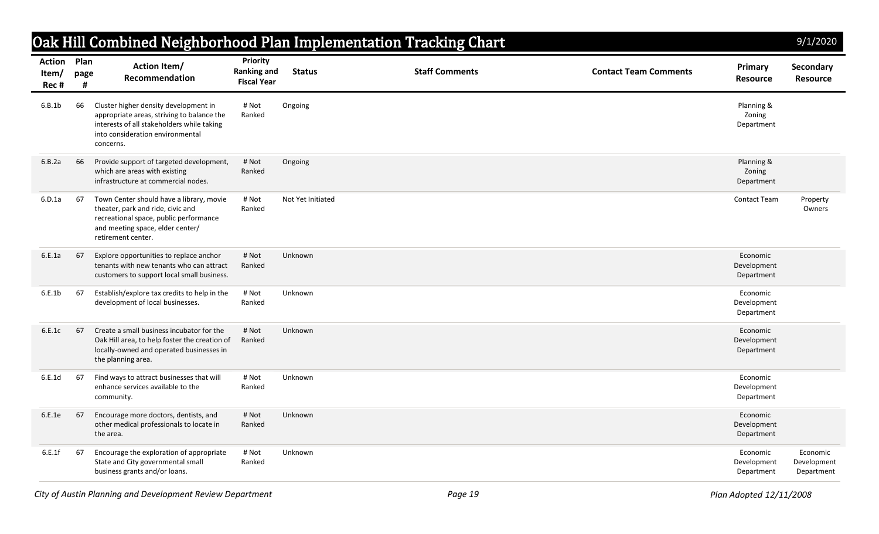# Oak Hill Combined Neighborhood Plan Implementation Tracking Chart

9/1/2020

| Action Item/ Rec # | Plan page # | Action Item/ Recommendation | Priority Ranking and Fiscal Year | Status | Staff Comments | Contact Team Comments | Primary Resource | Secondary Resource |
|---|---|---|---|---|---|---|---|---|
| 6.B.1b | 66 | Cluster higher density development in appropriate areas, striving to balance the interests of all stakeholders while taking into consideration environmental concerns. | # Not Ranked | Ongoing | | | Planning & Zoning Department | |
| 6.B.2a | 66 | Provide support of targeted development, which are areas with existing infrastructure at commercial nodes. | # Not Ranked | Ongoing | | | Planning & Zoning Department | |
| 6.D.1a | 67 | Town Center should have a library, movie theater, park and ride, civic and recreational space, public performance and meeting space, elder center/ retirement center. | # Not Ranked | Not Yet Initiated | | | Contact Team | Property Owners |
| 6.E.1a | 67 | Explore opportunities to replace anchor tenants with new tenants who can attract customers to support local small business. | # Not Ranked | Unknown | | | Economic Development Department | |
| 6.E.1b | 67 | Establish/explore tax credits to help in the development of local businesses. | # Not Ranked | Unknown | | | Economic Development Department | |
| 6.E.1c | 67 | Create a small business incubator for the Oak Hill area, to help foster the creation of locally-owned and operated businesses in the planning area. | # Not Ranked | Unknown | | | Economic Development Department | |
| 6.E.1d | 67 | Find ways to attract businesses that will enhance services available to the community. | # Not Ranked | Unknown | | | Economic Development Department | |
| 6.E.1e | 67 | Encourage more doctors, dentists, and other medical professionals to locate in the area. | # Not Ranked | Unknown | | | Economic Development Department | |
| 6.E.1f | 67 | Encourage the exploration of appropriate State and City governmental small business grants and/or loans. | # Not Ranked | Unknown | | | Economic Development Department | Economic Development Department |

*City of Austin Planning and Development Review Department*

*Plan Adopted 12/11/2008*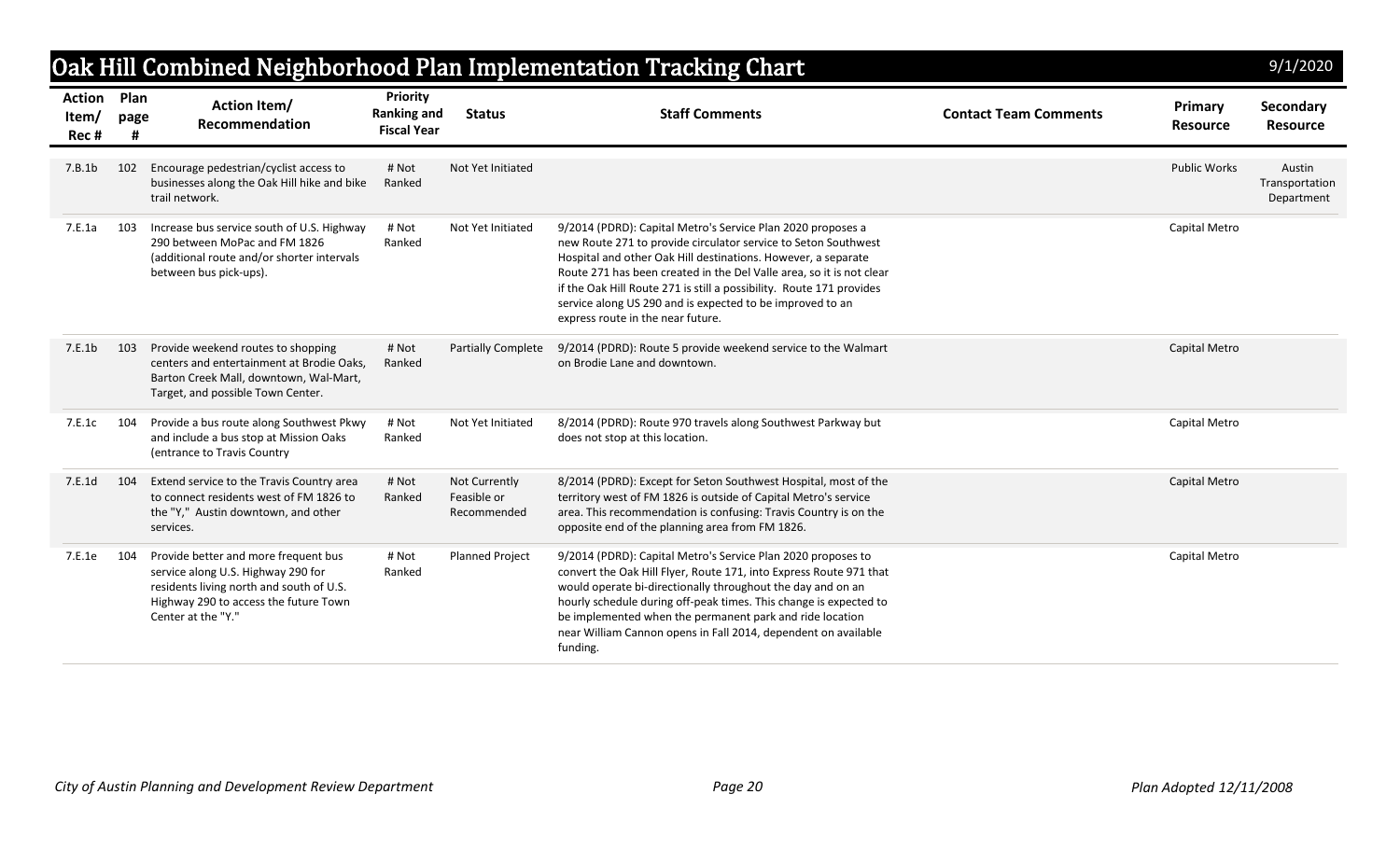# Oak Hill Combined Neighborhood Plan Implementation Tracking Chart

9/1/2020

| Action Item/ Rec # | Plan page # | Action Item/ Recommendation | Priority Ranking and Fiscal Year | Status | Staff Comments | Contact Team Comments | Primary Resource | Secondary Resource |
|---|---|---|---|---|---|---|---|---|
| 7.B.1b | 102 | Encourage pedestrian/cyclist access to businesses along the Oak Hill hike and bike trail network. | # Not Ranked | Not Yet Initiated | | | Public Works | Austin Transportation Department |
| 7.E.1a | 103 | Increase bus service south of U.S. Highway 290 between MoPac and FM 1826 (additional route and/or shorter intervals between bus pick-ups). | # Not Ranked | Not Yet Initiated | 9/2014 (PDRD): Capital Metro's Service Plan 2020 proposes a new Route 271 to provide circulator service to Seton Southwest Hospital and other Oak Hill destinations. However, a separate Route 271 has been created in the Del Valle area, so it is not clear if the Oak Hill Route 271 is still a possibility. Route 171 provides service along US 290 and is expected to be improved to an express route in the near future. | | Capital Metro | |
| 7.E.1b | 103 | Provide weekend routes to shopping centers and entertainment at Brodie Oaks, Barton Creek Mall, downtown, Wal-Mart, Target, and possible Town Center. | # Not Ranked | Partially Complete | 9/2014 (PDRD): Route 5 provide weekend service to the Walmart on Brodie Lane and downtown. | | Capital Metro | |
| 7.E.1c | 104 | Provide a bus route along Southwest Pkwy and include a bus stop at Mission Oaks (entrance to Travis Country | # Not Ranked | Not Yet Initiated | 8/2014 (PDRD): Route 970 travels along Southwest Parkway but does not stop at this location. | | Capital Metro | |
| 7.E.1d | 104 | Extend service to the Travis Country area to connect residents west of FM 1826 to the "Y," Austin downtown, and other services. | # Not Ranked | Not Currently Feasible or Recommended | 8/2014 (PDRD): Except for Seton Southwest Hospital, most of the territory west of FM 1826 is outside of Capital Metro's service area. This recommendation is confusing: Travis Country is on the opposite end of the planning area from FM 1826. | | Capital Metro | |
| 7.E.1e | 104 | Provide better and more frequent bus service along U.S. Highway 290 for residents living north and south of U.S. Highway 290 to access the future Town Center at the "Y." | # Not Ranked | Planned Project | 9/2014 (PDRD): Capital Metro's Service Plan 2020 proposes to convert the Oak Hill Flyer, Route 171, into Express Route 971 that would operate bi-directionally throughout the day and on an hourly schedule during off-peak times. This change is expected to be implemented when the permanent park and ride location near William Cannon opens in Fall 2014, dependent on available funding. | | Capital Metro | |

*City of Austin Planning and Development Review Department*

*Plan Adopted 12/11/2008*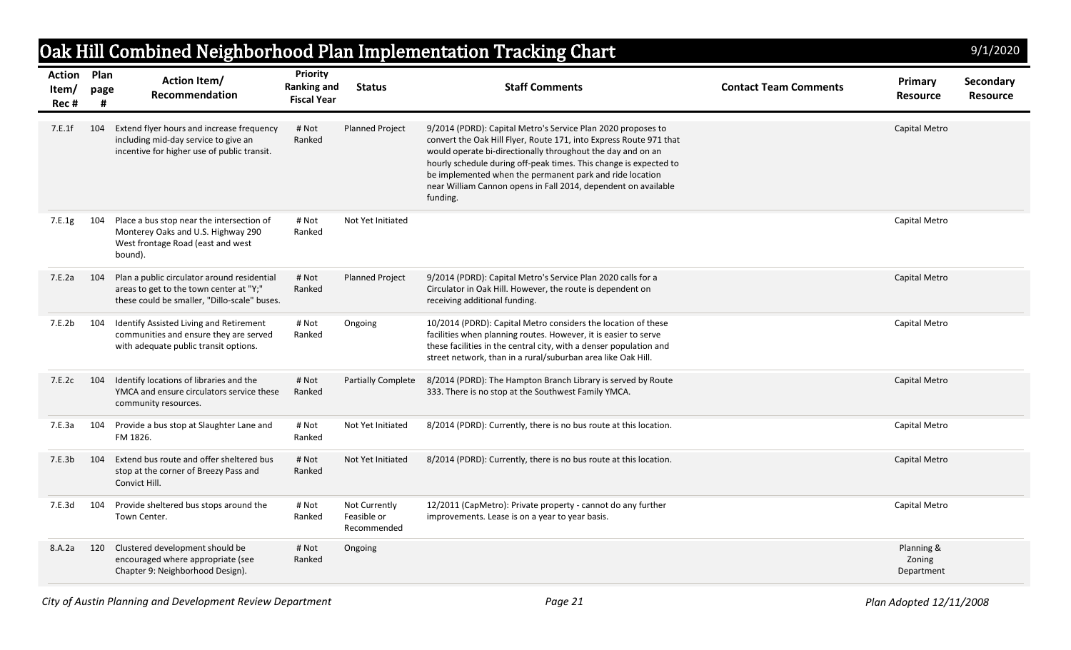# Oak Hill Combined Neighborhood Plan Implementation Tracking Chart

9/1/2020

| Action Item/ Rec # | Plan page # | Action Item/ Recommendation | Priority Ranking and Fiscal Year | Status | Staff Comments | Contact Team Comments | Primary Resource | Secondary Resource |
|---|---|---|---|---|---|---|---|---|
| 7.E.1f | 104 | Extend flyer hours and increase frequency including mid-day service to give an incentive for higher use of public transit. | # Not Ranked | Planned Project | 9/2014 (PDRD): Capital Metro's Service Plan 2020 proposes to convert the Oak Hill Flyer, Route 171, into Express Route 971 that would operate bi-directionally throughout the day and on an hourly schedule during off-peak times. This change is expected to be implemented when the permanent park and ride location near William Cannon opens in Fall 2014, dependent on available funding. | | Capital Metro | |
| 7.E.1g | 104 | Place a bus stop near the intersection of Monterey Oaks and U.S. Highway 290 West frontage Road (east and west bound). | # Not Ranked | Not Yet Initiated | | | Capital Metro | |
| 7.E.2a | 104 | Plan a public circulator around residential areas to get to the town center at "Y;" these could be smaller, "Dillo-scale" buses. | # Not Ranked | Planned Project | 9/2014 (PDRD): Capital Metro's Service Plan 2020 calls for a Circulator in Oak Hill. However, the route is dependent on receiving additional funding. | | Capital Metro | |
| 7.E.2b | 104 | Identify Assisted Living and Retirement communities and ensure they are served with adequate public transit options. | # Not Ranked | Ongoing | 10/2014 (PDRD): Capital Metro considers the location of these facilities when planning routes. However, it is easier to serve these facilities in the central city, with a denser population and street network, than in a rural/suburban area like Oak Hill. | | Capital Metro | |
| 7.E.2c | 104 | Identify locations of libraries and the YMCA and ensure circulators service these community resources. | # Not Ranked | Partially Complete | 8/2014 (PDRD): The Hampton Branch Library is served by Route 333. There is no stop at the Southwest Family YMCA. | | Capital Metro | |
| 7.E.3a | 104 | Provide a bus stop at Slaughter Lane and FM 1826. | # Not Ranked | Not Yet Initiated | 8/2014 (PDRD): Currently, there is no bus route at this location. | | Capital Metro | |
| 7.E.3b | 104 | Extend bus route and offer sheltered bus stop at the corner of Breezy Pass and Convict Hill. | # Not Ranked | Not Yet Initiated | 8/2014 (PDRD): Currently, there is no bus route at this location. | | Capital Metro | |
| 7.E.3d | 104 | Provide sheltered bus stops around the Town Center. | # Not Ranked | Not Currently Feasible or Recommended | 12/2011 (CapMetro): Private property - cannot do any further improvements. Lease is on a year to year basis. | | Capital Metro | |
| 8.A.2a | 120 | Clustered development should be encouraged where appropriate (see Chapter 9: Neighborhood Design). | # Not Ranked | Ongoing | | | Planning & Zoning Department | |

*City of Austin Planning and Development Review Department* — *Plan Adopted 12/11/2008*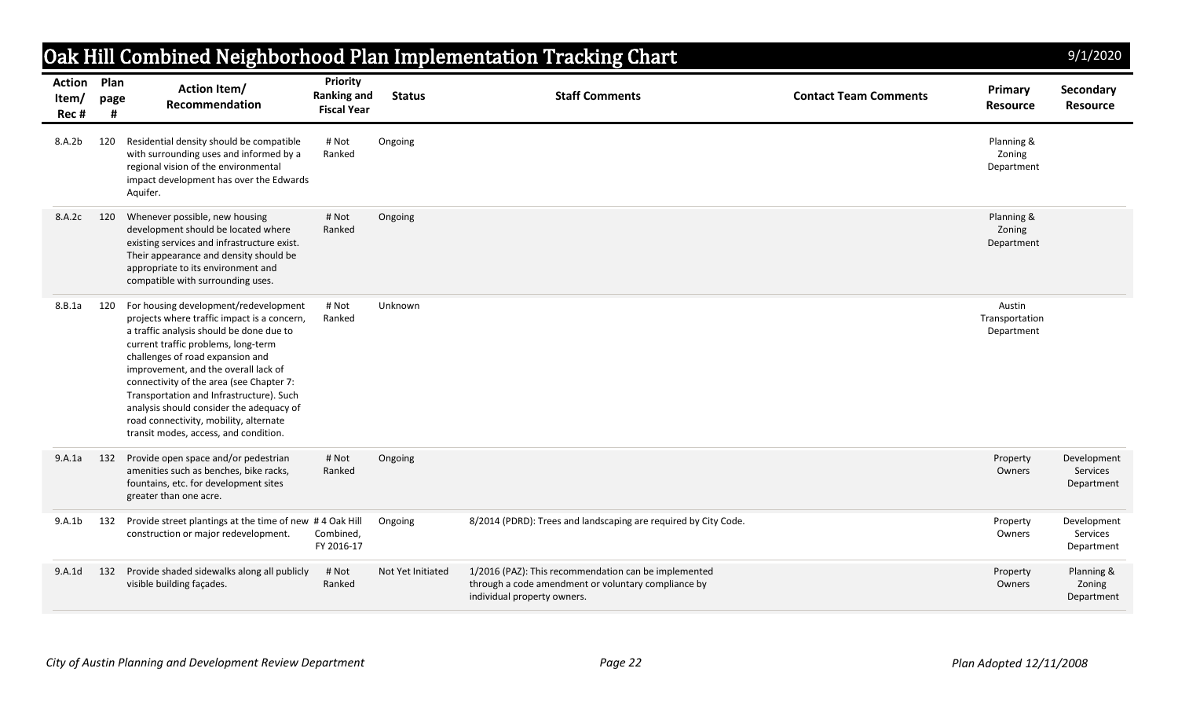# Oak Hill Combined Neighborhood Plan Implementation Tracking Chart

9/1/2020

| Action Item/ Rec # | Plan page # | Action Item/ Recommendation | Priority Ranking and Fiscal Year | Status | Staff Comments | Contact Team Comments | Primary Resource | Secondary Resource |
|---|---|---|---|---|---|---|---|---|
| 8.A.2b | 120 | Residential density should be compatible with surrounding uses and informed by a regional vision of the environmental impact development has over the Edwards Aquifer. | # Not Ranked | Ongoing | | | Planning & Zoning Department | |
| 8.A.2c | 120 | Whenever possible, new housing development should be located where existing services and infrastructure exist. Their appearance and density should be appropriate to its environment and compatible with surrounding uses. | # Not Ranked | Ongoing | | | Planning & Zoning Department | |
| 8.B.1a | 120 | For housing development/redevelopment projects where traffic impact is a concern, a traffic analysis should be done due to current traffic problems, long-term challenges of road expansion and improvement, and the overall lack of connectivity of the area (see Chapter 7: Transportation and Infrastructure). Such analysis should consider the adequacy of road connectivity, mobility, alternate transit modes, access, and condition. | # Not Ranked | Unknown | | | Austin Transportation Department | |
| 9.A.1a | 132 | Provide open space and/or pedestrian amenities such as benches, bike racks, fountains, etc. for development sites greater than one acre. | # Not Ranked | Ongoing | | | Property Owners | Development Services Department |
| 9.A.1b | 132 | Provide street plantings at the time of new construction or major redevelopment. | # 4 Oak Hill Combined, FY 2016-17 | Ongoing | 8/2014 (PDRD): Trees and landscaping are required by City Code. | | Property Owners | Development Services Department |
| 9.A.1d | 132 | Provide shaded sidewalks along all publicly visible building façades. | # Not Ranked | Not Yet Initiated | 1/2016 (PAZ): This recommendation can be implemented through a code amendment or voluntary compliance by individual property owners. | | Property Owners | Planning & Zoning Department |

*City of Austin Planning and Development Review Department* *Plan Adopted 12/11/2008*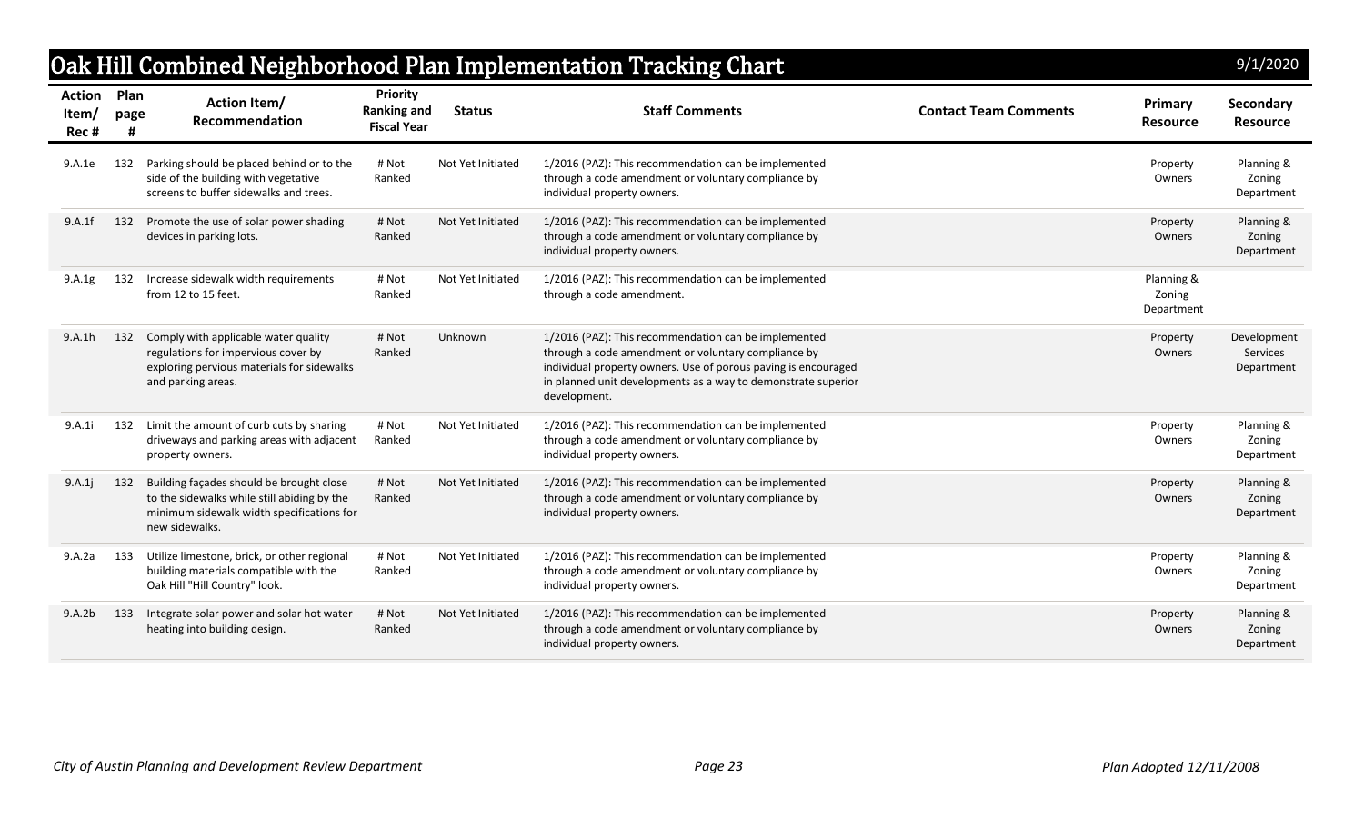# Oak Hill Combined Neighborhood Plan Implementation Tracking Chart

9/1/2020

| Action Item/ Rec # | Plan page # | Action Item/ Recommendation | Priority Ranking and Fiscal Year | Status | Staff Comments | Contact Team Comments | Primary Resource | Secondary Resource |
|---|---|---|---|---|---|---|---|---|
| 9.A.1e | 132 | Parking should be placed behind or to the side of the building with vegetative screens to buffer sidewalks and trees. | # Not Ranked | Not Yet Initiated | 1/2016 (PAZ): This recommendation can be implemented through a code amendment or voluntary compliance by individual property owners. | | Property Owners | Planning & Zoning Department |
| 9.A.1f | 132 | Promote the use of solar power shading devices in parking lots. | # Not Ranked | Not Yet Initiated | 1/2016 (PAZ): This recommendation can be implemented through a code amendment or voluntary compliance by individual property owners. | | Property Owners | Planning & Zoning Department |
| 9.A.1g | 132 | Increase sidewalk width requirements from 12 to 15 feet. | # Not Ranked | Not Yet Initiated | 1/2016 (PAZ): This recommendation can be implemented through a code amendment. | | Planning & Zoning Department | |
| 9.A.1h | 132 | Comply with applicable water quality regulations for impervious cover by exploring pervious materials for sidewalks and parking areas. | # Not Ranked | Unknown | 1/2016 (PAZ): This recommendation can be implemented through a code amendment or voluntary compliance by individual property owners. Use of porous paving is encouraged in planned unit developments as a way to demonstrate superior development. | | Property Owners | Development Services Department |
| 9.A.1i | 132 | Limit the amount of curb cuts by sharing driveways and parking areas with adjacent property owners. | # Not Ranked | Not Yet Initiated | 1/2016 (PAZ): This recommendation can be implemented through a code amendment or voluntary compliance by individual property owners. | | Property Owners | Planning & Zoning Department |
| 9.A.1j | 132 | Building façades should be brought close to the sidewalks while still abiding by the minimum sidewalk width specifications for new sidewalks. | # Not Ranked | Not Yet Initiated | 1/2016 (PAZ): This recommendation can be implemented through a code amendment or voluntary compliance by individual property owners. | | Property Owners | Planning & Zoning Department |
| 9.A.2a | 133 | Utilize limestone, brick, or other regional building materials compatible with the Oak Hill "Hill Country" look. | # Not Ranked | Not Yet Initiated | 1/2016 (PAZ): This recommendation can be implemented through a code amendment or voluntary compliance by individual property owners. | | Property Owners | Planning & Zoning Department |
| 9.A.2b | 133 | Integrate solar power and solar hot water heating into building design. | # Not Ranked | Not Yet Initiated | 1/2016 (PAZ): This recommendation can be implemented through a code amendment or voluntary compliance by individual property owners. | | Property Owners | Planning & Zoning Department |

*City of Austin Planning and Development Review Department* *Plan Adopted 12/11/2008*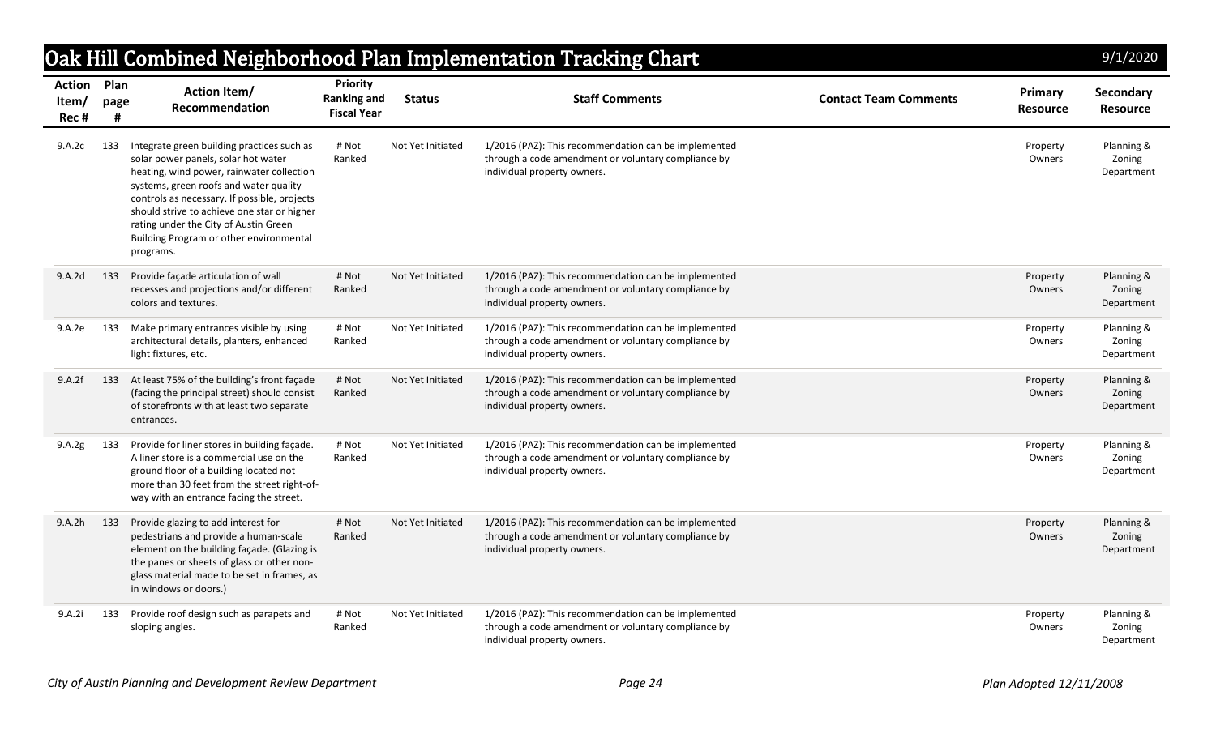# Oak Hill Combined Neighborhood Plan Implementation Tracking Chart

9/1/2020

| Action Item/ Rec # | Plan page # | Action Item/ Recommendation | Priority Ranking and Fiscal Year | Status | Staff Comments | Contact Team Comments | Primary Resource | Secondary Resource |
|---|---|---|---|---|---|---|---|---|
| 9.A.2c | 133 | Integrate green building practices such as solar power panels, solar hot water heating, wind power, rainwater collection systems, green roofs and water quality controls as necessary. If possible, projects should strive to achieve one star or higher rating under the City of Austin Green Building Program or other environmental programs. | # Not Ranked | Not Yet Initiated | 1/2016 (PAZ): This recommendation can be implemented through a code amendment or voluntary compliance by individual property owners. | | Property Owners | Planning & Zoning Department |
| 9.A.2d | 133 | Provide façade articulation of wall recesses and projections and/or different colors and textures. | # Not Ranked | Not Yet Initiated | 1/2016 (PAZ): This recommendation can be implemented through a code amendment or voluntary compliance by individual property owners. | | Property Owners | Planning & Zoning Department |
| 9.A.2e | 133 | Make primary entrances visible by using architectural details, planters, enhanced light fixtures, etc. | # Not Ranked | Not Yet Initiated | 1/2016 (PAZ): This recommendation can be implemented through a code amendment or voluntary compliance by individual property owners. | | Property Owners | Planning & Zoning Department |
| 9.A.2f | 133 | At least 75% of the building's front façade (facing the principal street) should consist of storefronts with at least two separate entrances. | # Not Ranked | Not Yet Initiated | 1/2016 (PAZ): This recommendation can be implemented through a code amendment or voluntary compliance by individual property owners. | | Property Owners | Planning & Zoning Department |
| 9.A.2g | 133 | Provide for liner stores in building façade. A liner store is a commercial use on the ground floor of a building located not more than 30 feet from the street right-of-way with an entrance facing the street. | # Not Ranked | Not Yet Initiated | 1/2016 (PAZ): This recommendation can be implemented through a code amendment or voluntary compliance by individual property owners. | | Property Owners | Planning & Zoning Department |
| 9.A.2h | 133 | Provide glazing to add interest for pedestrians and provide a human-scale element on the building façade. (Glazing is the panes or sheets of glass or other non-glass material made to be set in frames, as in windows or doors.) | # Not Ranked | Not Yet Initiated | 1/2016 (PAZ): This recommendation can be implemented through a code amendment or voluntary compliance by individual property owners. | | Property Owners | Planning & Zoning Department |
| 9.A.2i | 133 | Provide roof design such as parapets and sloping angles. | # Not Ranked | Not Yet Initiated | 1/2016 (PAZ): This recommendation can be implemented through a code amendment or voluntary compliance by individual property owners. | | Property Owners | Planning & Zoning Department |

*City of Austin Planning and Development Review Department* — *Plan Adopted 12/11/2008*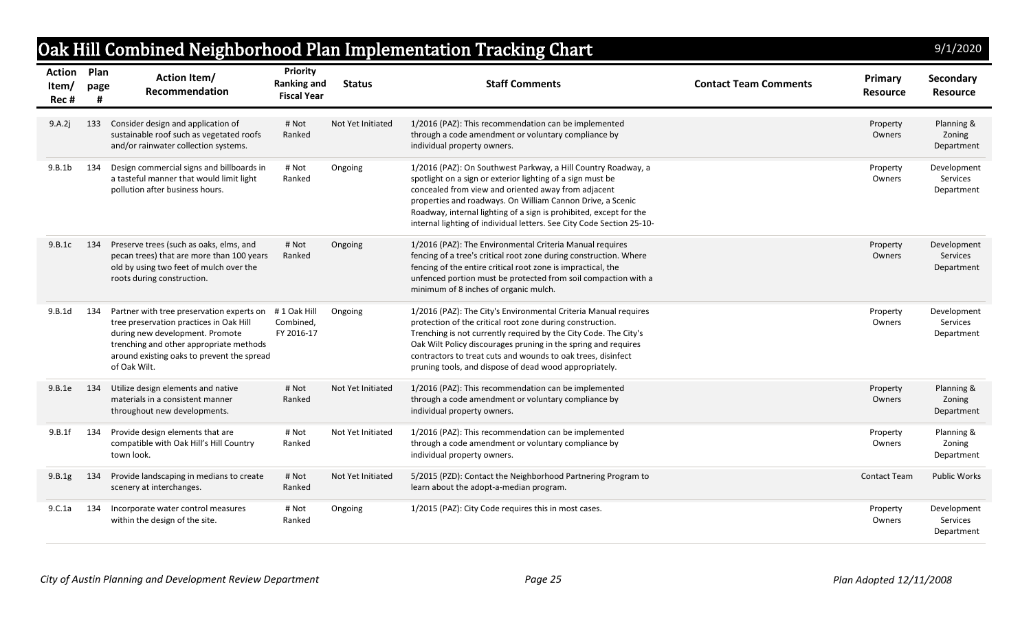# Oak Hill Combined Neighborhood Plan Implementation Tracking Chart

9/1/2020

| Action Item/ Rec # | Plan page # | Action Item/ Recommendation | Priority Ranking and Fiscal Year | Status | Staff Comments | Contact Team Comments | Primary Resource | Secondary Resource |
|---|---|---|---|---|---|---|---|---|
| 9.A.2j | 133 | Consider design and application of sustainable roof such as vegetated roofs and/or rainwater collection systems. | # Not Ranked | Not Yet Initiated | 1/2016 (PAZ): This recommendation can be implemented through a code amendment or voluntary compliance by individual property owners. | | Property Owners | Planning & Zoning Department |
| 9.B.1b | 134 | Design commercial signs and billboards in a tasteful manner that would limit light pollution after business hours. | # Not Ranked | Ongoing | 1/2016 (PAZ): On Southwest Parkway, a Hill Country Roadway, a spotlight on a sign or exterior lighting of a sign must be concealed from view and oriented away from adjacent properties and roadways. On William Cannon Drive, a Scenic Roadway, internal lighting of a sign is prohibited, except for the internal lighting of individual letters. See City Code Section 25-10- | | Property Owners | Development Services Department |
| 9.B.1c | 134 | Preserve trees (such as oaks, elms, and pecan trees) that are more than 100 years old by using two feet of mulch over the roots during construction. | # Not Ranked | Ongoing | 1/2016 (PAZ): The Environmental Criteria Manual requires fencing of a tree's critical root zone during construction. Where fencing of the entire critical root zone is impractical, the unfenced portion must be protected from soil compaction with a minimum of 8 inches of organic mulch. | | Property Owners | Development Services Department |
| 9.B.1d | 134 | Partner with tree preservation experts on tree preservation practices in Oak Hill during new development. Promote trenching and other appropriate methods around existing oaks to prevent the spread of Oak Wilt. | # 1 Oak Hill Combined, FY 2016-17 | Ongoing | 1/2016 (PAZ): The City's Environmental Criteria Manual requires protection of the critical root zone during construction. Trenching is not currently required by the City Code. The City's Oak Wilt Policy discourages pruning in the spring and requires contractors to treat cuts and wounds to oak trees, disinfect pruning tools, and dispose of dead wood appropriately. | | Property Owners | Development Services Department |
| 9.B.1e | 134 | Utilize design elements and native materials in a consistent manner throughout new developments. | # Not Ranked | Not Yet Initiated | 1/2016 (PAZ): This recommendation can be implemented through a code amendment or voluntary compliance by individual property owners. | | Property Owners | Planning & Zoning Department |
| 9.B.1f | 134 | Provide design elements that are compatible with Oak Hill's Hill Country town look. | # Not Ranked | Not Yet Initiated | 1/2016 (PAZ): This recommendation can be implemented through a code amendment or voluntary compliance by individual property owners. | | Property Owners | Planning & Zoning Department |
| 9.B.1g | 134 | Provide landscaping in medians to create scenery at interchanges. | # Not Ranked | Not Yet Initiated | 5/2015 (PZD): Contact the Neighborhood Partnering Program to learn about the adopt-a-median program. | | Contact Team | Public Works |
| 9.C.1a | 134 | Incorporate water control measures within the design of the site. | # Not Ranked | Ongoing | 1/2015 (PAZ): City Code requires this in most cases. | | Property Owners | Development Services Department |

*City of Austin Planning and Development Review Department* | *Plan Adopted 12/11/2008*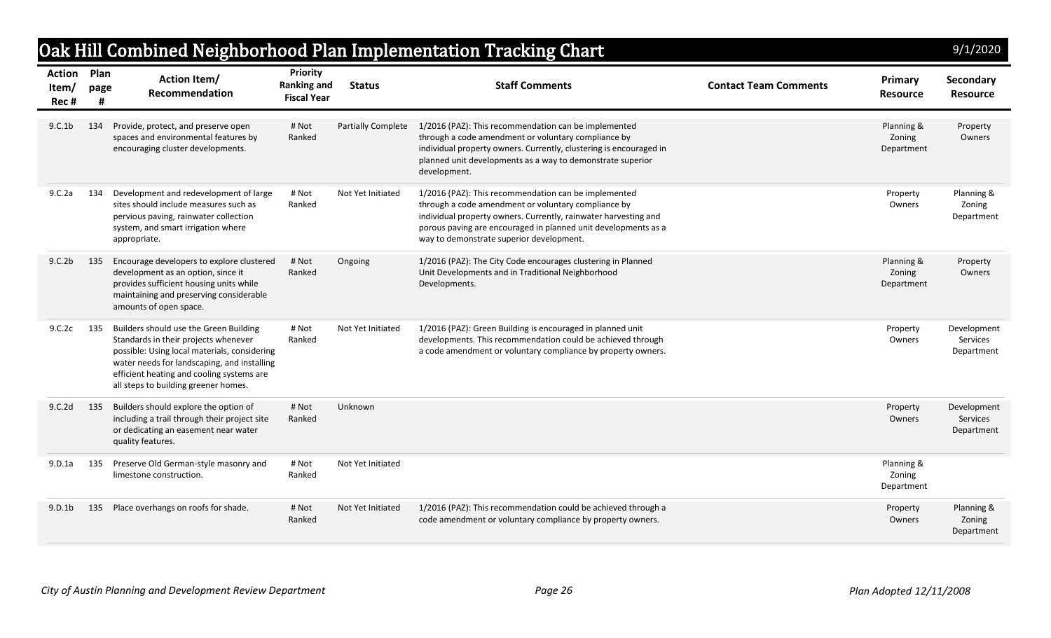# Oak Hill Combined Neighborhood Plan Implementation Tracking Chart

9/1/2020

| Action Item/ Rec # | Plan page # | Action Item/ Recommendation | Priority Ranking and Fiscal Year | Status | Staff Comments | Contact Team Comments | Primary Resource | Secondary Resource |
|---|---|---|---|---|---|---|---|---|
| 9.C.1b | 134 | Provide, protect, and preserve open spaces and environmental features by encouraging cluster developments. | # Not Ranked | Partially Complete | 1/2016 (PAZ): This recommendation can be implemented through a code amendment or voluntary compliance by individual property owners. Currently, clustering is encouraged in planned unit developments as a way to demonstrate superior development. | | Planning & Zoning Department | Property Owners |
| 9.C.2a | 134 | Development and redevelopment of large sites should include measures such as pervious paving, rainwater collection system, and smart irrigation where appropriate. | # Not Ranked | Not Yet Initiated | 1/2016 (PAZ): This recommendation can be implemented through a code amendment or voluntary compliance by individual property owners. Currently, rainwater harvesting and porous paving are encouraged in planned unit developments as a way to demonstrate superior development. | | Property Owners | Planning & Zoning Department |
| 9.C.2b | 135 | Encourage developers to explore clustered development as an option, since it provides sufficient housing units while maintaining and preserving considerable amounts of open space. | # Not Ranked | Ongoing | 1/2016 (PAZ): The City Code encourages clustering in Planned Unit Developments and in Traditional Neighborhood Developments. | | Planning & Zoning Department | Property Owners |
| 9.C.2c | 135 | Builders should use the Green Building Standards in their projects whenever possible: Using local materials, considering water needs for landscaping, and installing efficient heating and cooling systems are all steps to building greener homes. | # Not Ranked | Not Yet Initiated | 1/2016 (PAZ): Green Building is encouraged in planned unit developments. This recommendation could be achieved through a code amendment or voluntary compliance by property owners. | | Property Owners | Development Services Department |
| 9.C.2d | 135 | Builders should explore the option of including a trail through their project site or dedicating an easement near water quality features. | # Not Ranked | Unknown | | | Property Owners | Development Services Department |
| 9.D.1a | 135 | Preserve Old German-style masonry and limestone construction. | # Not Ranked | Not Yet Initiated | | | Planning & Zoning Department | |
| 9.D.1b | 135 | Place overhangs on roofs for shade. | # Not Ranked | Not Yet Initiated | 1/2016 (PAZ): This recommendation could be achieved through a code amendment or voluntary compliance by property owners. | | Property Owners | Planning & Zoning Department |

*City of Austin Planning and Development Review Department* — *Plan Adopted 12/11/2008*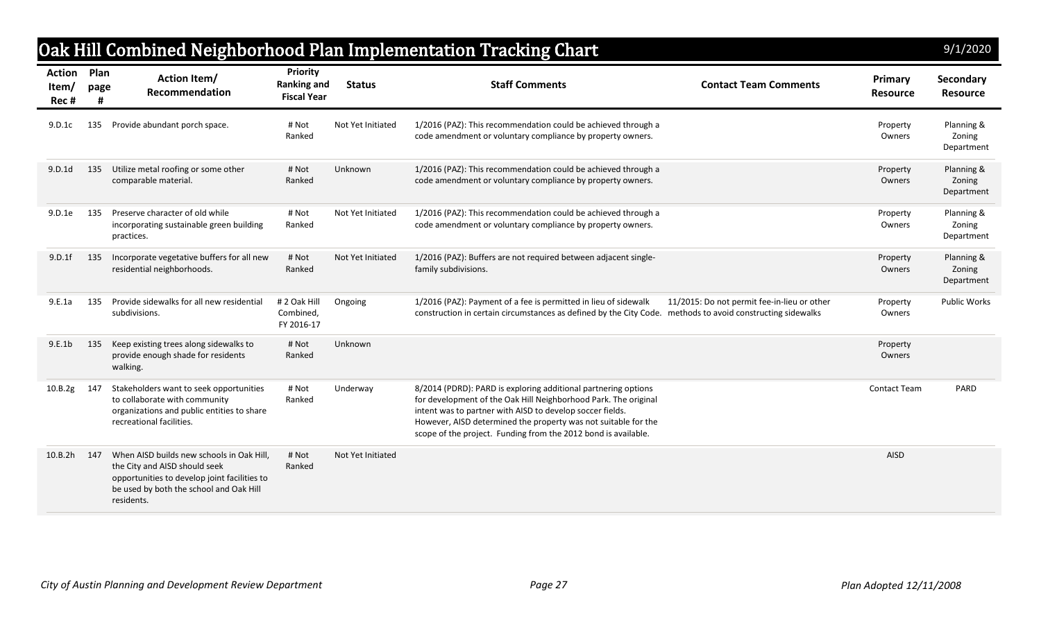# Oak Hill Combined Neighborhood Plan Implementation Tracking Chart

9/1/2020

| Action Item/ Rec # | Plan page # | Action Item/ Recommendation | Priority Ranking and Fiscal Year | Status | Staff Comments | Contact Team Comments | Primary Resource | Secondary Resource |
|---|---|---|---|---|---|---|---|---|
| 9.D.1c | 135 | Provide abundant porch space. | # Not Ranked | Not Yet Initiated | 1/2016 (PAZ): This recommendation could be achieved through a code amendment or voluntary compliance by property owners. | | Property Owners | Planning & Zoning Department |
| 9.D.1d | 135 | Utilize metal roofing or some other comparable material. | # Not Ranked | Unknown | 1/2016 (PAZ): This recommendation could be achieved through a code amendment or voluntary compliance by property owners. | | Property Owners | Planning & Zoning Department |
| 9.D.1e | 135 | Preserve character of old while incorporating sustainable green building practices. | # Not Ranked | Not Yet Initiated | 1/2016 (PAZ): This recommendation could be achieved through a code amendment or voluntary compliance by property owners. | | Property Owners | Planning & Zoning Department |
| 9.D.1f | 135 | Incorporate vegetative buffers for all new residential neighborhoods. | # Not Ranked | Not Yet Initiated | 1/2016 (PAZ): Buffers are not required between adjacent single-family subdivisions. | | Property Owners | Planning & Zoning Department |
| 9.E.1a | 135 | Provide sidewalks for all new residential subdivisions. | # 2 Oak Hill Combined, FY 2016-17 | Ongoing | 1/2016 (PAZ): Payment of a fee is permitted in lieu of sidewalk construction in certain circumstances as defined by the City Code. | 11/2015: Do not permit fee-in-lieu or other methods to avoid constructing sidewalks | Property Owners | Public Works |
| 9.E.1b | 135 | Keep existing trees along sidewalks to provide enough shade for residents walking. | # Not Ranked | Unknown | | | Property Owners | |
| 10.B.2g | 147 | Stakeholders want to seek opportunities to collaborate with community organizations and public entities to share recreational facilities. | # Not Ranked | Underway | 8/2014 (PDRD): PARD is exploring additional partnering options for development of the Oak Hill Neighborhood Park. The original intent was to partner with AISD to develop soccer fields. However, AISD determined the property was not suitable for the scope of the project. Funding from the 2012 bond is available. | | Contact Team | PARD |
| 10.B.2h | 147 | When AISD builds new schools in Oak Hill, the City and AISD should seek opportunities to develop joint facilities to be used by both the school and Oak Hill residents. | # Not Ranked | Not Yet Initiated | | | AISD | |

*City of Austin Planning and Development Review Department* *Plan Adopted 12/11/2008*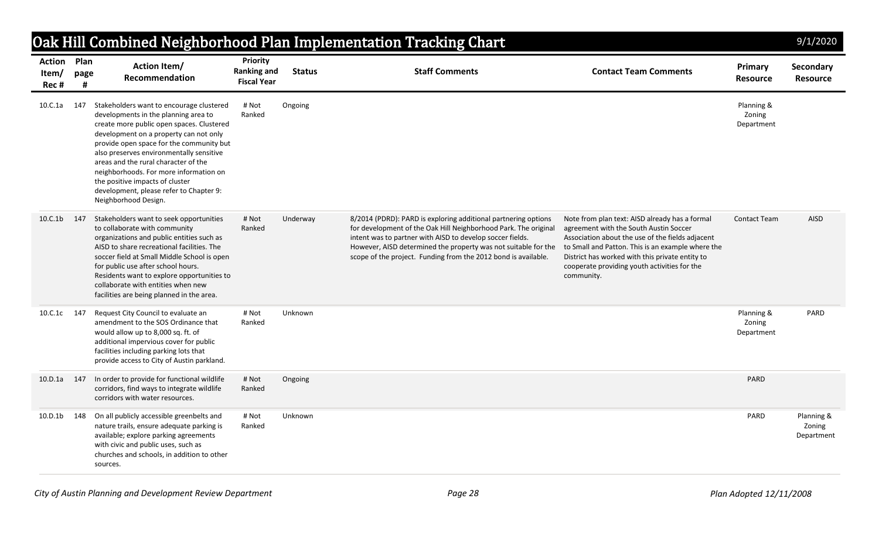# Oak Hill Combined Neighborhood Plan Implementation Tracking Chart

9/1/2020

| Action Item/ Rec # | Plan page # | Action Item/ Recommendation | Priority Ranking and Fiscal Year | Status | Staff Comments | Contact Team Comments | Primary Resource | Secondary Resource |
|---|---|---|---|---|---|---|---|---|
| 10.C.1a | 147 | Stakeholders want to encourage clustered developments in the planning area to create more public open spaces. Clustered development on a property can not only provide open space for the community but also preserves environmentally sensitive areas and the rural character of the neighborhoods. For more information on the positive impacts of cluster development, please refer to Chapter 9: Neighborhood Design. | # Not Ranked | Ongoing | | | Planning & Zoning Department | |
| 10.C.1b | 147 | Stakeholders want to seek opportunities to collaborate with community organizations and public entities such as AISD to share recreational facilities. The soccer field at Small Middle School is open for public use after school hours. Residents want to explore opportunities to collaborate with entities when new facilities are being planned in the area. | # Not Ranked | Underway | 8/2014 (PDRD): PARD is exploring additional partnering options for development of the Oak Hill Neighborhood Park. The original intent was to partner with AISD to develop soccer fields. However, AISD determined the property was not suitable for the scope of the project. Funding from the 2012 bond is available. | Note from plan text: AISD already has a formal agreement with the South Austin Soccer Association about the use of the fields adjacent to Small and Patton. This is an example where the District has worked with this private entity to cooperate providing youth activities for the community. | Contact Team | AISD |
| 10.C.1c | 147 | Request City Council to evaluate an amendment to the SOS Ordinance that would allow up to 8,000 sq. ft. of additional impervious cover for public facilities including parking lots that provide access to City of Austin parkland. | # Not Ranked | Unknown | | | Planning & Zoning Department | PARD |
| 10.D.1a | 147 | In order to provide for functional wildlife corridors, find ways to integrate wildlife corridors with water resources. | # Not Ranked | Ongoing | | | PARD | |
| 10.D.1b | 148 | On all publicly accessible greenbelts and nature trails, ensure adequate parking is available; explore parking agreements with civic and public uses, such as churches and schools, in addition to other sources. | # Not Ranked | Unknown | | | PARD | Planning & Zoning Department |

*City of Austin Planning and Development Review Department* | *Plan Adopted 12/11/2008*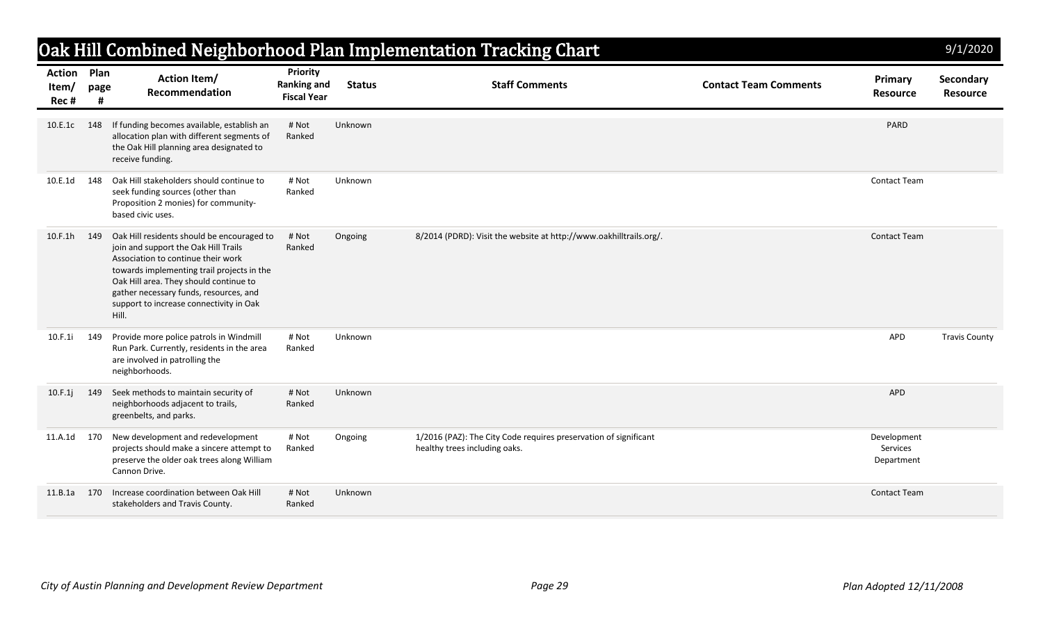# Oak Hill Combined Neighborhood Plan Implementation Tracking Chart

9/1/2020

| Action Item/ Rec # | Plan page # | Action Item/ Recommendation | Priority Ranking and Fiscal Year | Status | Staff Comments | Contact Team Comments | Primary Resource | Secondary Resource |
|---|---|---|---|---|---|---|---|---|
| 10.E.1c | 148 | If funding becomes available, establish an allocation plan with different segments of the Oak Hill planning area designated to receive funding. | # Not Ranked | Unknown | | | PARD | |
| 10.E.1d | 148 | Oak Hill stakeholders should continue to seek funding sources (other than Proposition 2 monies) for community-based civic uses. | # Not Ranked | Unknown | | | Contact Team | |
| 10.F.1h | 149 | Oak Hill residents should be encouraged to join and support the Oak Hill Trails Association to continue their work towards implementing trail projects in the Oak Hill area. They should continue to gather necessary funds, resources, and support to increase connectivity in Oak Hill. | # Not Ranked | Ongoing | 8/2014 (PDRD): Visit the website at http://www.oakhilltrails.org/. | | Contact Team | |
| 10.F.1i | 149 | Provide more police patrols in Windmill Run Park. Currently, residents in the area are involved in patrolling the neighborhoods. | # Not Ranked | Unknown | | | APD | Travis County |
| 10.F.1j | 149 | Seek methods to maintain security of neighborhoods adjacent to trails, greenbelts, and parks. | # Not Ranked | Unknown | | | APD | |
| 11.A.1d | 170 | New development and redevelopment projects should make a sincere attempt to preserve the older oak trees along William Cannon Drive. | # Not Ranked | Ongoing | 1/2016 (PAZ): The City Code requires preservation of significant healthy trees including oaks. | | Development Services Department | |
| 11.B.1a | 170 | Increase coordination between Oak Hill stakeholders and Travis County. | # Not Ranked | Unknown | | | Contact Team | |

*City of Austin Planning and Development Review Department* | *Plan Adopted 12/11/2008*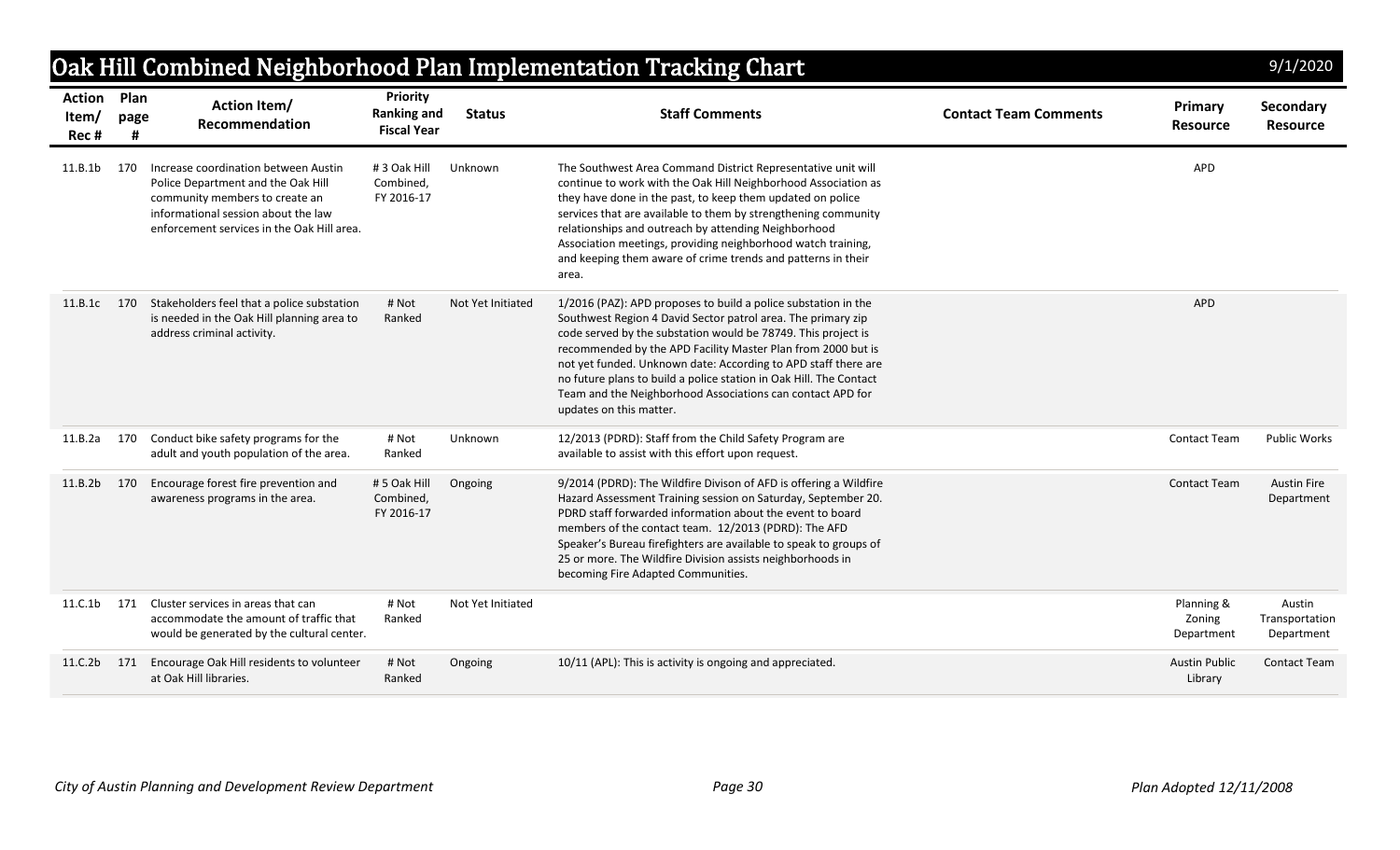# Oak Hill Combined Neighborhood Plan Implementation Tracking Chart

9/1/2020

| Action Item/ Rec # | Plan page # | Action Item/ Recommendation | Priority Ranking and Fiscal Year | Status | Staff Comments | Contact Team Comments | Primary Resource | Secondary Resource |
|---|---|---|---|---|---|---|---|---|
| 11.B.1b | 170 | Increase coordination between Austin Police Department and the Oak Hill community members to create an informational session about the law enforcement services in the Oak Hill area. | # 3 Oak Hill Combined, FY 2016-17 | Unknown | The Southwest Area Command District Representative unit will continue to work with the Oak Hill Neighborhood Association as they have done in the past, to keep them updated on police services that are available to them by strengthening community relationships and outreach by attending Neighborhood Association meetings, providing neighborhood watch training, and keeping them aware of crime trends and patterns in their area. | | APD | |
| 11.B.1c | 170 | Stakeholders feel that a police substation is needed in the Oak Hill planning area to address criminal activity. | # Not Ranked | Not Yet Initiated | 1/2016 (PAZ): APD proposes to build a police substation in the Southwest Region 4 David Sector patrol area. The primary zip code served by the substation would be 78749. This project is recommended by the APD Facility Master Plan from 2000 but is not yet funded. Unknown date: According to APD staff there are no future plans to build a police station in Oak Hill. The Contact Team and the Neighborhood Associations can contact APD for updates on this matter. | | APD | |
| 11.B.2a | 170 | Conduct bike safety programs for the adult and youth population of the area. | # Not Ranked | Unknown | 12/2013 (PDRD): Staff from the Child Safety Program are available to assist with this effort upon request. | | Contact Team | Public Works |
| 11.B.2b | 170 | Encourage forest fire prevention and awareness programs in the area. | # 5 Oak Hill Combined, FY 2016-17 | Ongoing | 9/2014 (PDRD): The Wildfire Divison of AFD is offering a Wildfire Hazard Assessment Training session on Saturday, September 20. PDRD staff forwarded information about the event to board members of the contact team. 12/2013 (PDRD): The AFD Speaker's Bureau firefighters are available to speak to groups of 25 or more. The Wildfire Division assists neighborhoods in becoming Fire Adapted Communities. | | Contact Team | Austin Fire Department |
| 11.C.1b | 171 | Cluster services in areas that can accommodate the amount of traffic that would be generated by the cultural center. | # Not Ranked | Not Yet Initiated | | | Planning & Zoning Department | Austin Transportation Department |
| 11.C.2b | 171 | Encourage Oak Hill residents to volunteer at Oak Hill libraries. | # Not Ranked | Ongoing | 10/11 (APL): This is activity is ongoing and appreciated. | | Austin Public Library | Contact Team |

*City of Austin Planning and Development Review Department* | *Plan Adopted 12/11/2008*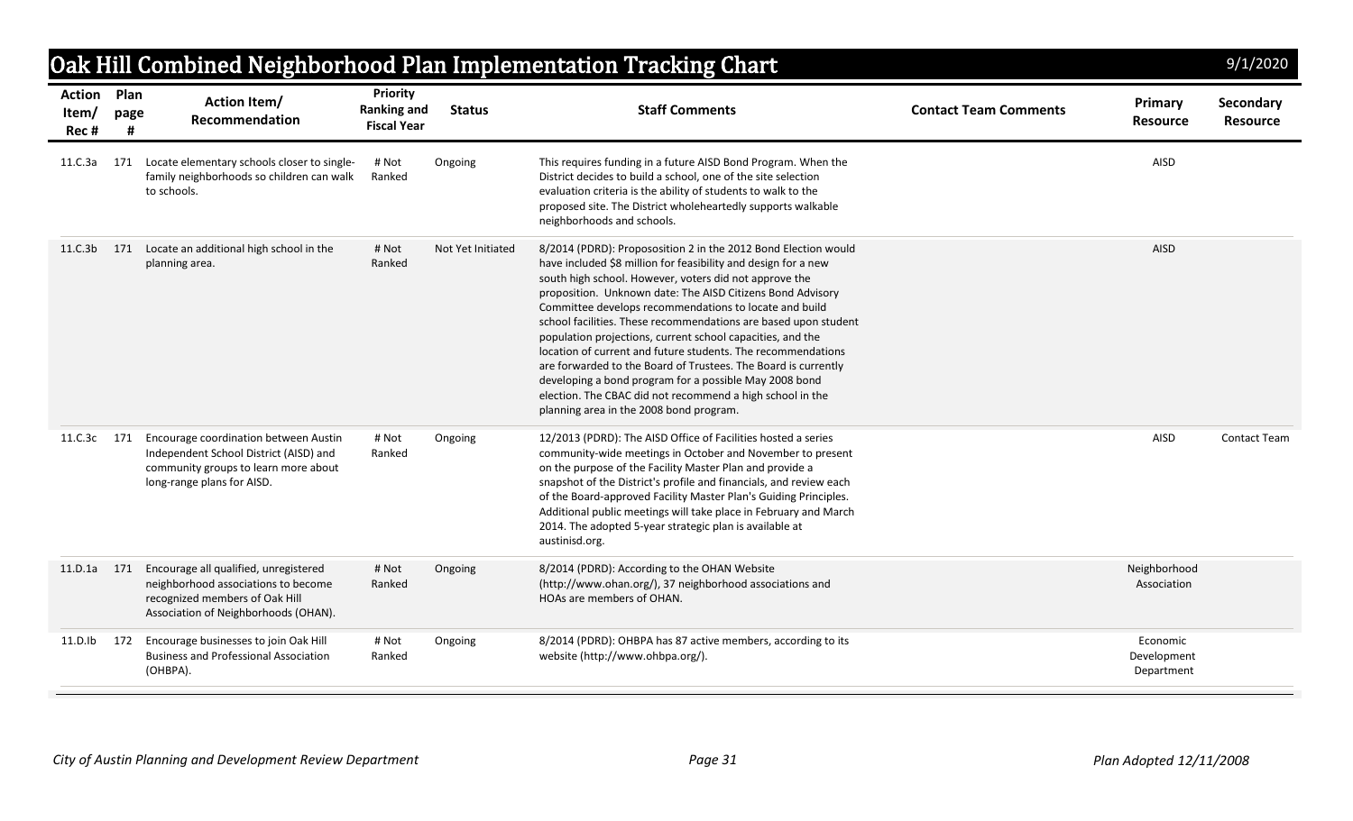# Oak Hill Combined Neighborhood Plan Implementation Tracking Chart

9/1/2020

| Action Item/ Rec # | Plan page # | Action Item/ Recommendation | Priority Ranking and Fiscal Year | Status | Staff Comments | Contact Team Comments | Primary Resource | Secondary Resource |
|---|---|---|---|---|---|---|---|---|
| 11.C.3a | 171 | Locate elementary schools closer to single-family neighborhoods so children can walk to schools. | # Not Ranked | Ongoing | This requires funding in a future AISD Bond Program. When the District decides to build a school, one of the site selection evaluation criteria is the ability of students to walk to the proposed site. The District wholeheartedly supports walkable neighborhoods and schools. | | AISD | |
| 11.C.3b | 171 | Locate an additional high school in the planning area. | # Not Ranked | Not Yet Initiated | 8/2014 (PDRD): Propososition 2 in the 2012 Bond Election would have included $8 million for feasibility and design for a new south high school. However, voters did not approve the proposition. Unknown date: The AISD Citizens Bond Advisory Committee develops recommendations to locate and build school facilities. These recommendations are based upon student population projections, current school capacities, and the location of current and future students. The recommendations are forwarded to the Board of Trustees. The Board is currently developing a bond program for a possible May 2008 bond election. The CBAC did not recommend a high school in the planning area in the 2008 bond program. | | AISD | |
| 11.C.3c | 171 | Encourage coordination between Austin Independent School District (AISD) and community groups to learn more about long-range plans for AISD. | # Not Ranked | Ongoing | 12/2013 (PDRD): The AISD Office of Facilities hosted a series community-wide meetings in October and November to present on the purpose of the Facility Master Plan and provide a snapshot of the District's profile and financials, and review each of the Board-approved Facility Master Plan's Guiding Principles. Additional public meetings will take place in February and March 2014. The adopted 5-year strategic plan is available at austinisd.org. | | AISD | Contact Team |
| 11.D.1a | 171 | Encourage all qualified, unregistered neighborhood associations to become recognized members of Oak Hill Association of Neighborhoods (OHAN). | # Not Ranked | Ongoing | 8/2014 (PDRD): According to the OHAN Website (http://www.ohan.org/), 37 neighborhood associations and HOAs are members of OHAN. | | Neighborhood Association | |
| 11.D.lb | 172 | Encourage businesses to join Oak Hill Business and Professional Association (OHBPA). | # Not Ranked | Ongoing | 8/2014 (PDRD): OHBPA has 87 active members, according to its website (http://www.ohbpa.org/). | | Economic Development Department | |

*City of Austin Planning and Development Review Department* | *Plan Adopted 12/11/2008*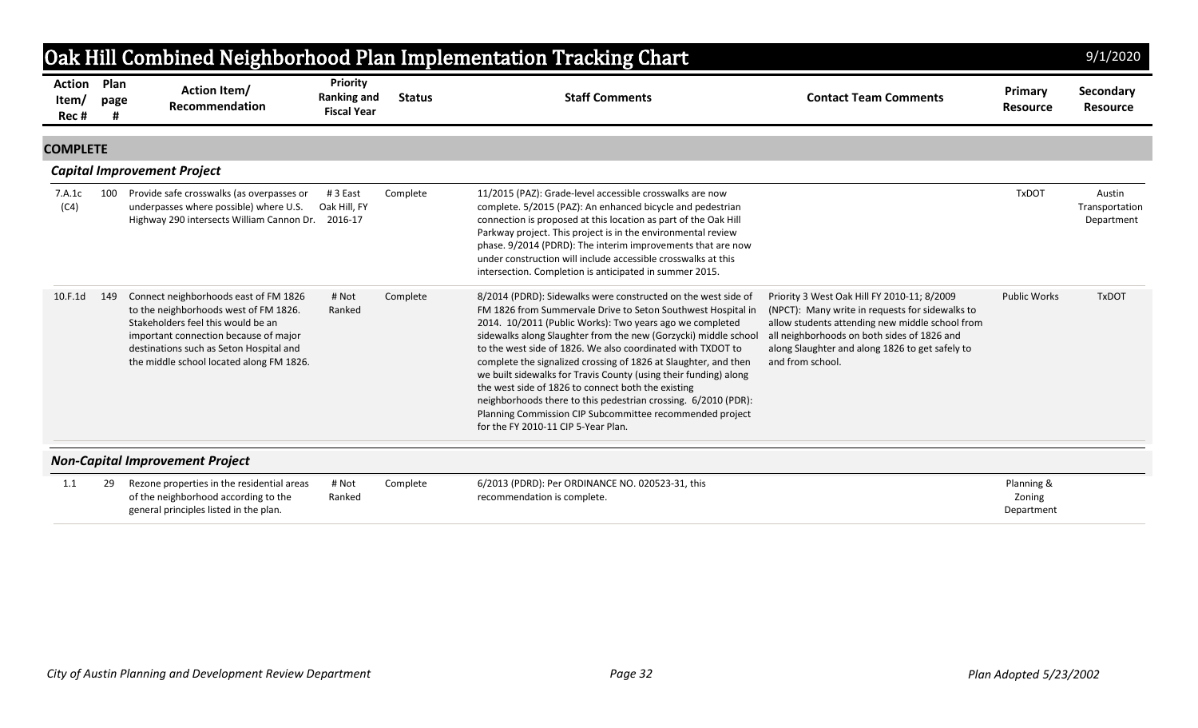# Oak Hill Combined Neighborhood Plan Implementation Tracking Chart

9/1/2020

| Action Item/ Rec # | Plan page # | Action Item/ Recommendation | Priority Ranking and Fiscal Year | Status | Staff Comments | Contact Team Comments | Primary Resource | Secondary Resource |
|---|---|---|---|---|---|---|---|---|
| **COMPLETE** | | | | | | | | |
| ***Capital Improvement Project*** | | | | | | | | |
| 7.A.1c (C4) | 100 | Provide safe crosswalks (as overpasses or underpasses where possible) where U.S. Highway 290 intersects William Cannon Dr. | # 3 East Oak Hill, FY 2016-17 | Complete | 11/2015 (PAZ): Grade-level accessible crosswalks are now complete. 5/2015 (PAZ): An enhanced bicycle and pedestrian connection is proposed at this location as part of the Oak Hill Parkway project. This project is in the environmental review phase. 9/2014 (PDRD): The interim improvements that are now under construction will include accessible crosswalks at this intersection. Completion is anticipated in summer 2015. | | TxDOT | Austin Transportation Department |
| 10.F.1d | 149 | Connect neighborhoods east of FM 1826 to the neighborhoods west of FM 1826. Stakeholders feel this would be an important connection because of major destinations such as Seton Hospital and the middle school located along FM 1826. | # Not Ranked | Complete | 8/2014 (PDRD): Sidewalks were constructed on the west side of FM 1826 from Summervale Drive to Seton Southwest Hospital in 2014. 10/2011 (Public Works): Two years ago we completed sidewalks along Slaughter from the new (Gorzycki) middle school to the west side of 1826. We also coordinated with TXDOT to complete the signalized crossing of 1826 at Slaughter, and then we built sidewalks for Travis County (using their funding) along the west side of 1826 to connect both the existing neighborhoods there to this pedestrian crossing. 6/2010 (PDR): Planning Commission CIP Subcommittee recommended project for the FY 2010-11 CIP 5-Year Plan. | Priority 3 West Oak Hill FY 2010-11; 8/2009 (NPCT): Many write in requests for sidewalks to allow students attending new middle school from all neighborhoods on both sides of 1826 and along Slaughter and along 1826 to get safely to and from school. | Public Works | TxDOT |
| ***Non-Capital Improvement Project*** | | | | | | | | |
| 1.1 | 29 | Rezone properties in the residential areas of the neighborhood according to the general principles listed in the plan. | # Not Ranked | Complete | 6/2013 (PDRD): Per ORDINANCE NO. 020523-31, this recommendation is complete. | | Planning & Zoning Department | |

*City of Austin Planning and Development Review Department* | *Plan Adopted 5/23/2002*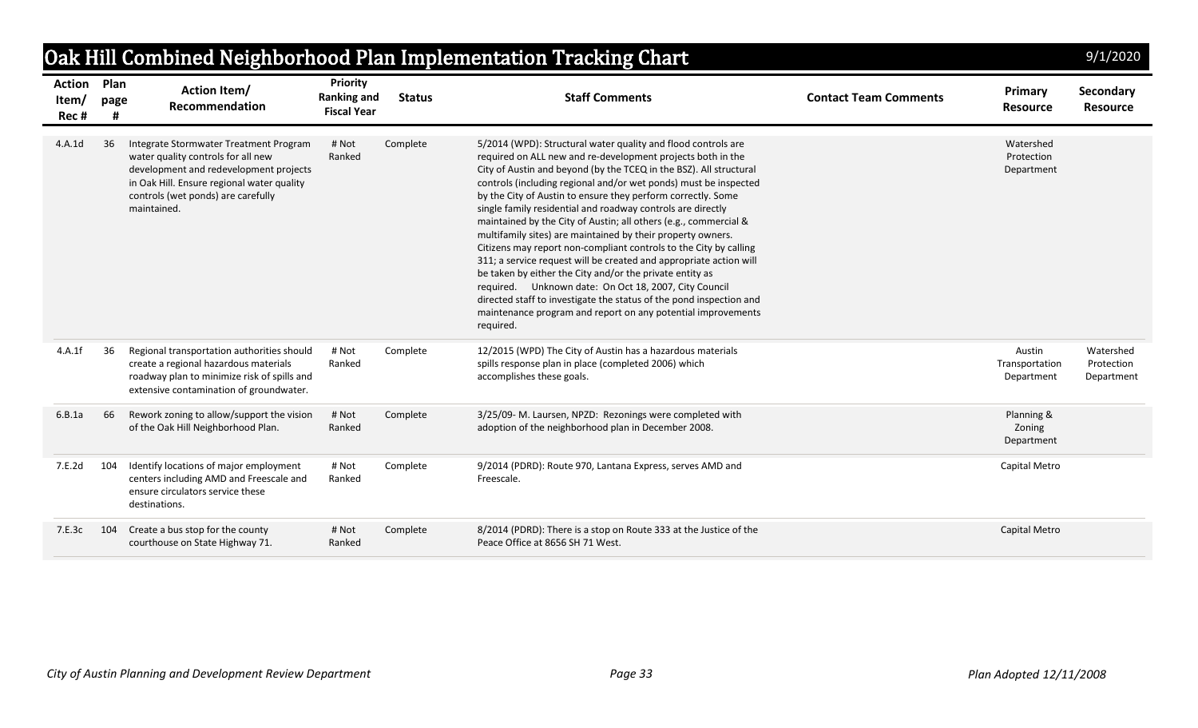# Oak Hill Combined Neighborhood Plan Implementation Tracking Chart

9/1/2020

| Action Item/ Rec # | Plan page # | Action Item/ Recommendation | Priority Ranking and Fiscal Year | Status | Staff Comments | Contact Team Comments | Primary Resource | Secondary Resource |
|---|---|---|---|---|---|---|---|---|
| 4.A.1d | 36 | Integrate Stormwater Treatment Program water quality controls for all new development and redevelopment projects in Oak Hill. Ensure regional water quality controls (wet ponds) are carefully maintained. | # Not Ranked | Complete | 5/2014 (WPD): Structural water quality and flood controls are required on ALL new and re-development projects both in the City of Austin and beyond (by the TCEQ in the BSZ). All structural controls (including regional and/or wet ponds) must be inspected by the City of Austin to ensure they perform correctly. Some single family residential and roadway controls are directly maintained by the City of Austin; all others (e.g., commercial & multifamily sites) are maintained by their property owners. Citizens may report non-compliant controls to the City by calling 311; a service request will be created and appropriate action will be taken by either the City and/or the private entity as required. Unknown date: On Oct 18, 2007, City Council directed staff to investigate the status of the pond inspection and maintenance program and report on any potential improvements required. | | Watershed Protection Department | |
| 4.A.1f | 36 | Regional transportation authorities should create a regional hazardous materials roadway plan to minimize risk of spills and extensive contamination of groundwater. | # Not Ranked | Complete | 12/2015 (WPD) The City of Austin has a hazardous materials spills response plan in place (completed 2006) which accomplishes these goals. | | Austin Transportation Department | Watershed Protection Department |
| 6.B.1a | 66 | Rework zoning to allow/support the vision of the Oak Hill Neighborhood Plan. | # Not Ranked | Complete | 3/25/09- M. Laursen, NPZD: Rezonings were completed with adoption of the neighborhood plan in December 2008. | | Planning & Zoning Department | |
| 7.E.2d | 104 | Identify locations of major employment centers including AMD and Freescale and ensure circulators service these destinations. | # Not Ranked | Complete | 9/2014 (PDRD): Route 970, Lantana Express, serves AMD and Freescale. | | Capital Metro | |
| 7.E.3c | 104 | Create a bus stop for the county courthouse on State Highway 71. | # Not Ranked | Complete | 8/2014 (PDRD): There is a stop on Route 333 at the Justice of the Peace Office at 8656 SH 71 West. | | Capital Metro | |

*City of Austin Planning and Development Review Department*

*Plan Adopted 12/11/2008*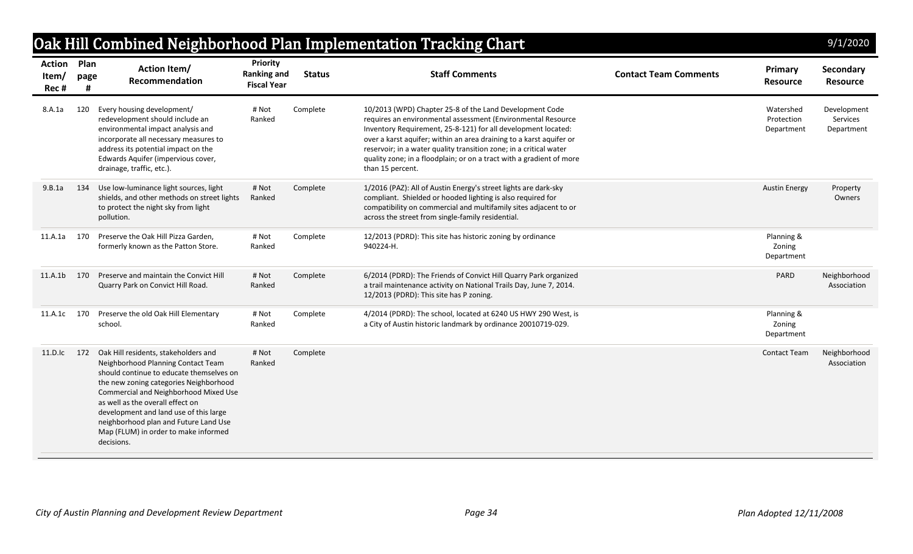# Oak Hill Combined Neighborhood Plan Implementation Tracking Chart

9/1/2020

| Action Item/ Rec # | Plan page # | Action Item/ Recommendation | Priority Ranking and Fiscal Year | Status | Staff Comments | Contact Team Comments | Primary Resource | Secondary Resource |
|---|---|---|---|---|---|---|---|---|
| 8.A.1a | 120 | Every housing development/ redevelopment should include an environmental impact analysis and incorporate all necessary measures to address its potential impact on the Edwards Aquifer (impervious cover, drainage, traffic, etc.). | # Not Ranked | Complete | 10/2013 (WPD) Chapter 25-8 of the Land Development Code requires an environmental assessment (Environmental Resource Inventory Requirement, 25-8-121) for all development located: over a karst aquifer; within an area draining to a karst aquifer or reservoir; in a water quality transition zone; in a critical water quality zone; in a floodplain; or on a tract with a gradient of more than 15 percent. | | Watershed Protection Department | Development Services Department |
| 9.B.1a | 134 | Use low-luminance light sources, light shields, and other methods on street lights to protect the night sky from light pollution. | # Not Ranked | Complete | 1/2016 (PAZ): All of Austin Energy's street lights are dark-sky compliant. Shielded or hooded lighting is also required for compatibility on commercial and multifamily sites adjacent to or across the street from single-family residential. | | Austin Energy | Property Owners |
| 11.A.1a | 170 | Preserve the Oak Hill Pizza Garden, formerly known as the Patton Store. | # Not Ranked | Complete | 12/2013 (PDRD): This site has historic zoning by ordinance 940224-H. | | Planning & Zoning Department | |
| 11.A.1b | 170 | Preserve and maintain the Convict Hill Quarry Park on Convict Hill Road. | # Not Ranked | Complete | 6/2014 (PDRD): The Friends of Convict Hill Quarry Park organized a trail maintenance activity on National Trails Day, June 7, 2014. 12/2013 (PDRD): This site has P zoning. | | PARD | Neighborhood Association |
| 11.A.1c | 170 | Preserve the old Oak Hill Elementary school. | # Not Ranked | Complete | 4/2014 (PDRD): The school, located at 6240 US HWY 290 West, is a City of Austin historic landmark by ordinance 20010719-029. | | Planning & Zoning Department | |
| 11.D.lc | 172 | Oak Hill residents, stakeholders and Neighborhood Planning Contact Team should continue to educate themselves on the new zoning categories Neighborhood Commercial and Neighborhood Mixed Use as well as the overall effect on development and land use of this large neighborhood plan and Future Land Use Map (FLUM) in order to make informed decisions. | # Not Ranked | Complete | | | Contact Team | Neighborhood Association |

*City of Austin Planning and Development Review Department* | *Plan Adopted 12/11/2008*